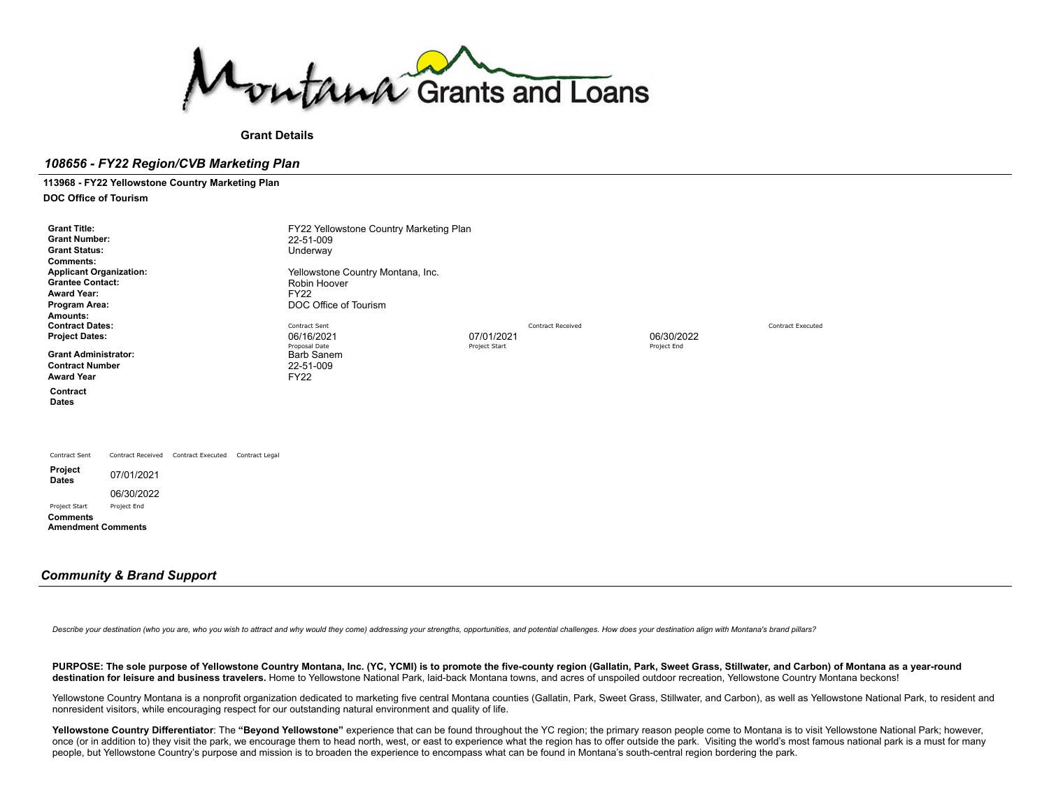Montana Grants and Loans

**Grant Details**

## *108656 - FY22 Region/CVB Marketing Plan*

**113968 - FY22 Yellowstone Country Marketing Plan**

**DOC Office of Tourism**

| | | | | |
|---|---|---|---|---|
| **Grant Title:** | FY22 Yellowstone Country Marketing Plan | | | |
| **Grant Number:** | 22-51-009 | | | |
| **Grant Status:** | Underway | | | |
| **Comments:** | | | | |
| **Applicant Organization:** | Yellowstone Country Montana, Inc. | | | |
| **Grantee Contact:** | Robin Hoover | | | |
| **Award Year:** | FY22 | | | |
| **Program Area:** | DOC Office of Tourism | | | |
| **Amounts:** | | | | |
| **Contract Dates:** | Contract Sent | Contract Received | | Contract Executed |
| **Project Dates:** | 06/16/2021 | 07/01/2021 | 06/30/2022 | |
| | Proposal Date | Project Start | Project End | |
| **Grant Administrator:** | Barb Sanem | | | |
| **Contract Number** | 22-51-009 | | | |
| **Award Year** | FY22 | | | |

**Contract Dates**

| Contract Sent | Contract Received | Contract Executed | Contract Legal |
|---|---|---|---|
| | | | |

**Project Dates**

| 07/01/2021 | 06/30/2022 |
|---|---|
| Project Start | Project End |

**Comments**

**Amendment Comments**

## *Community & Brand Support*

*Describe your destination (who you are, who you wish to attract and why would they come) addressing your strengths, opportunities, and potential challenges. How does your destination align with Montana's brand pillars?*

**PURPOSE: The sole purpose of Yellowstone Country Montana, Inc. (YC, YCMI) is to promote the five-county region (Gallatin, Park, Sweet Grass, Stillwater, and Carbon) of Montana as a year-round destination for leisure and business travelers.** Home to Yellowstone National Park, laid-back Montana towns, and acres of unspoiled outdoor recreation, Yellowstone Country Montana beckons!

Yellowstone Country Montana is a nonprofit organization dedicated to marketing five central Montana counties (Gallatin, Park, Sweet Grass, Stillwater, and Carbon), as well as Yellowstone National Park, to resident and nonresident visitors, while encouraging respect for our outstanding natural environment and quality of life.

**Yellowstone Country Differentiator**: The **"Beyond Yellowstone"** experience that can be found throughout the YC region; the primary reason people come to Montana is to visit Yellowstone National Park; however, once (or in addition to) they visit the park, we encourage them to head north, west, or east to experience what the region has to offer outside the park. Visiting the world's most famous national park is a must for many people, but Yellowstone Country's purpose and mission is to broaden the experience to encompass what can be found in Montana's south-central region bordering the park.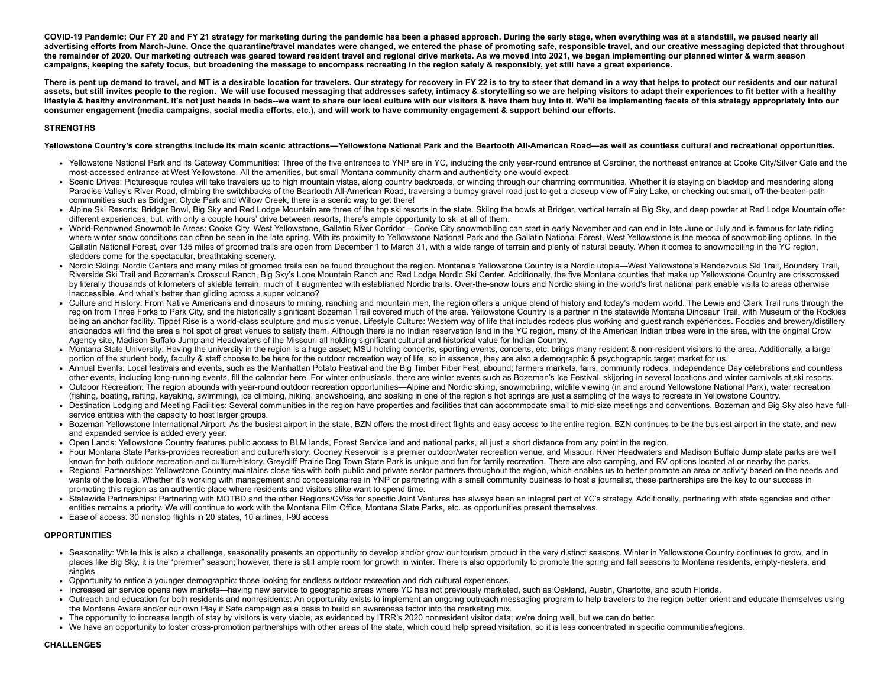**COVID-19 Pandemic: Our FY 20 and FY 21 strategy for marketing during the pandemic has been a phased approach. During the early stage, when everything was at a standstill, we paused nearly all advertising efforts from March-June. Once the quarantine/travel mandates were changed, we entered the phase of promoting safe, responsible travel, and our creative messaging depicted that throughout the remainder of 2020. Our marketing outreach was geared toward resident travel and regional drive markets. As we moved into 2021, we began implementing our planned winter & warm season campaigns, keeping the safety focus, but broadening the message to encompass recreating in the region safely & responsibly, yet still have a great experience.**

**There is pent up demand to travel, and MT is a desirable location for travelers. Our strategy for recovery in FY 22 is to try to steer that demand in a way that helps to protect our residents and our natural assets, but still invites people to the region. We will use focused messaging that addresses safety, intimacy & storytelling so we are helping visitors to adapt their experiences to fit better with a healthy lifestyle & healthy environment. It's not just heads in beds--we want to share our local culture with our visitors & have them buy into it. We'll be implementing facets of this strategy appropriately into our consumer engagement (media campaigns, social media efforts, etc.), and will work to have community engagement & support behind our efforts.**

**STRENGTHS**

**Yellowstone Country's core strengths include its main scenic attractions—Yellowstone National Park and the Beartooth All-American Road—as well as countless cultural and recreational opportunities.**

- Yellowstone National Park and its Gateway Communities: Three of the five entrances to YNP are in YC, including the only year-round entrance at Gardiner, the northeast entrance at Cooke City/Silver Gate and the most-accessed entrance at West Yellowstone. All the amenities, but small Montana community charm and authenticity one would expect.
- Scenic Drives: Picturesque routes will take travelers up to high mountain vistas, along country backroads, or winding through our charming communities. Whether it is staying on blacktop and meandering along Paradise Valley's River Road, climbing the switchbacks of the Beartooth All-American Road, traversing a bumpy gravel road just to get a closeup view of Fairy Lake, or checking out small, off-the-beaten-path communities such as Bridger, Clyde Park and Willow Creek, there is a scenic way to get there!
- Alpine Ski Resorts: Bridger Bowl, Big Sky and Red Lodge Mountain are three of the top ski resorts in the state. Skiing the bowls at Bridger, vertical terrain at Big Sky, and deep powder at Red Lodge Mountain offer different experiences, but, with only a couple hours' drive between resorts, there's ample opportunity to ski at all of them.
- World-Renowned Snowmobile Areas: Cooke City, West Yellowstone, Gallatin River Corridor – Cooke City snowmobiling can start in early November and can end in late June or July and is famous for late riding where winter snow conditions can often be seen in the late spring. With its proximity to Yellowstone National Park and the Gallatin National Forest, West Yellowstone is the mecca of snowmobiling options. In the Gallatin National Forest, over 135 miles of groomed trails are open from December 1 to March 31, with a wide range of terrain and plenty of natural beauty. When it comes to snowmobiling in the YC region, sledders come for the spectacular, breathtaking scenery.
- Nordic Skiing: Nordic Centers and many miles of groomed trails can be found throughout the region. Montana's Yellowstone Country is a Nordic utopia—West Yellowstone's Rendezvous Ski Trail, Boundary Trail, Riverside Ski Trail and Bozeman's Crosscut Ranch, Big Sky's Lone Mountain Ranch and Red Lodge Nordic Ski Center. Additionally, the five Montana counties that make up Yellowstone Country are crisscrossed by literally thousands of kilometers of skiable terrain, much of it augmented with established Nordic trails. Over-the-snow tours and Nordic skiing in the world's first national park enable visits to areas otherwise inaccessible. And what's better than gliding across a super volcano?
- Culture and History: From Native Americans and dinosaurs to mining, ranching and mountain men, the region offers a unique blend of history and today's modern world. The Lewis and Clark Trail runs through the region from Three Forks to Park City, and the historically significant Bozeman Trail covered much of the area. Yellowstone Country is a partner in the statewide Montana Dinosaur Trail, with Museum of the Rockies being an anchor facility. Tippet Rise is a world-class sculpture and music venue. Lifestyle Culture: Western way of life that includes rodeos plus working and guest ranch experiences. Foodies and brewery/distillery aficionados will find the area a hot spot of great venues to satisfy them. Although there is no Indian reservation land in the YC region, many of the American Indian tribes were in the area, with the original Crow Agency site, Madison Buffalo Jump and Headwaters of the Missouri all holding significant cultural and historical value for Indian Country.
- Montana State University: Having the university in the region is a huge asset; MSU holding concerts, sporting events, concerts, etc. brings many resident & non-resident visitors to the area. Additionally, a large portion of the student body, faculty & staff choose to be here for the outdoor recreation way of life, so in essence, they are also a demographic & psychographic target market for us.
- Annual Events: Local festivals and events, such as the Manhattan Potato Festival and the Big Timber Fiber Fest, abound; farmers markets, fairs, community rodeos, Independence Day celebrations and countless other events, including long-running events, fill the calendar here. For winter enthusiasts, there are winter events such as Bozeman's Ice Festival, skijoring in several locations and winter carnivals at ski resorts.
- Outdoor Recreation: The region abounds with year-round outdoor recreation opportunities—Alpine and Nordic skiing, snowmobiling, wildlife viewing (in and around Yellowstone National Park), water recreation (fishing, boating, rafting, kayaking, swimming), ice climbing, hiking, snowshoeing, and soaking in one of the region's hot springs are just a sampling of the ways to recreate in Yellowstone Country.
- Destination Lodging and Meeting Facilities: Several communities in the region have properties and facilities that can accommodate small to mid-size meetings and conventions. Bozeman and Big Sky also have full-service entities with the capacity to host larger groups.
- Bozeman Yellowstone International Airport: As the busiest airport in the state, BZN offers the most direct flights and easy access to the entire region. BZN continues to be the busiest airport in the state, and new and expanded service is added every year.
- Open Lands: Yellowstone Country features public access to BLM lands, Forest Service land and national parks, all just a short distance from any point in the region.
- Four Montana State Parks-provides recreation and culture/history: Cooney Reservoir is a premier outdoor/water recreation venue, and Missouri River Headwaters and Madison Buffalo Jump state parks are well known for both outdoor recreation and culture/history. Greycliff Prairie Dog Town State Park is unique and fun for family recreation. There are also camping, and RV options located at or nearby the parks.
- Regional Partnerships: Yellowstone Country maintains close ties with both public and private sector partners throughout the region, which enables us to better promote an area or activity based on the needs and wants of the locals. Whether it's working with management and concessionaires in YNP or partnering with a small community business to host a journalist, these partnerships are the key to our success in promoting this region as an authentic place where residents and visitors alike want to spend time.
- Statewide Partnerships: Partnering with MOTBD and the other Regions/CVBs for specific Joint Ventures has always been an integral part of YC's strategy. Additionally, partnering with state agencies and other entities remains a priority. We will continue to work with the Montana Film Office, Montana State Parks, etc. as opportunities present themselves.
- Ease of access: 30 nonstop flights in 20 states, 10 airlines, I-90 access

**OPPORTUNITIES**

- Seasonality: While this is also a challenge, seasonality presents an opportunity to develop and/or grow our tourism product in the very distinct seasons. Winter in Yellowstone Country continues to grow, and in places like Big Sky, it is the "premier" season; however, there is still ample room for growth in winter. There is also opportunity to promote the spring and fall seasons to Montana residents, empty-nesters, and singles.
- Opportunity to entice a younger demographic: those looking for endless outdoor recreation and rich cultural experiences.
- Increased air service opens new markets—having new service to geographic areas where YC has not previously marketed, such as Oakland, Austin, Charlotte, and south Florida.
- Outreach and education for both residents and nonresidents: An opportunity exists to implement an ongoing outreach messaging program to help travelers to the region better orient and educate themselves using the Montana Aware and/or our own Play it Safe campaign as a basis to build an awareness factor into the marketing mix.
- The opportunity to increase length of stay by visitors is very viable, as evidenced by ITRR's 2020 nonresident visitor data; we're doing well, but we can do better.
- We have an opportunity to foster cross-promotion partnerships with other areas of the state, which could help spread visitation, so it is less concentrated in specific communities/regions.

**CHALLENGES**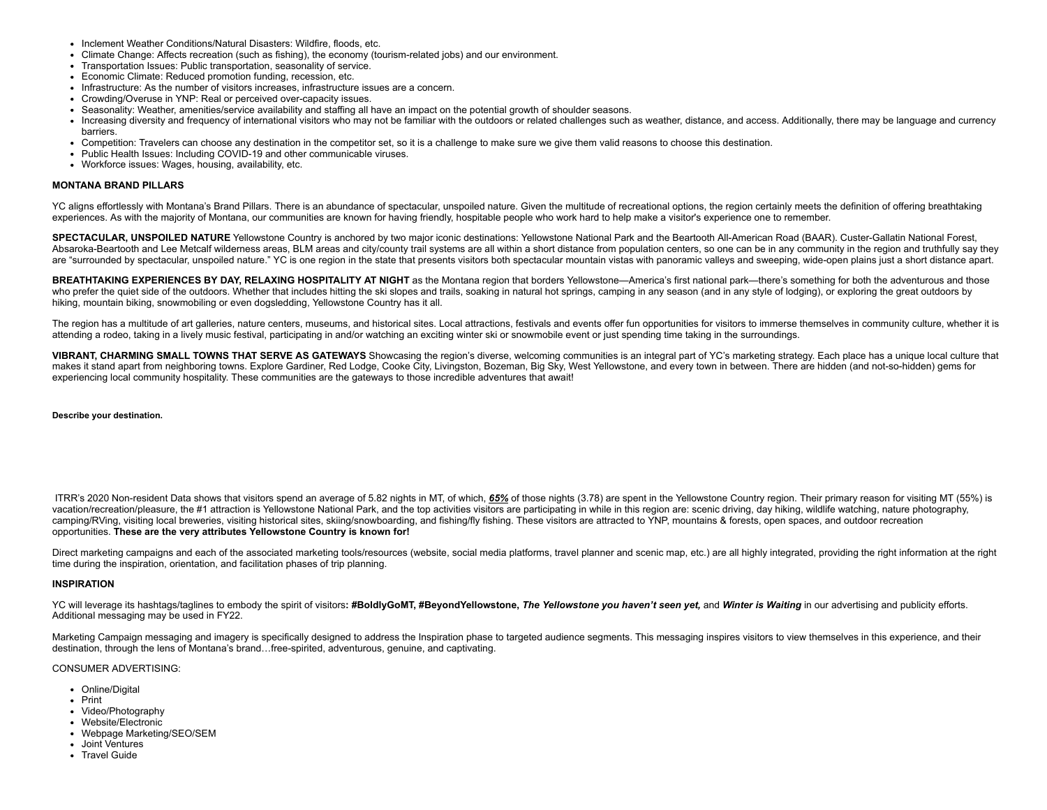- Inclement Weather Conditions/Natural Disasters: Wildfire, floods, etc.
- Climate Change: Affects recreation (such as fishing), the economy (tourism-related jobs) and our environment.
- Transportation Issues: Public transportation, seasonality of service.
- Economic Climate: Reduced promotion funding, recession, etc.
- Infrastructure: As the number of visitors increases, infrastructure issues are a concern.
- Crowding/Overuse in YNP: Real or perceived over-capacity issues.
- Seasonality: Weather, amenities/service availability and staffing all have an impact on the potential growth of shoulder seasons.
- Increasing diversity and frequency of international visitors who may not be familiar with the outdoors or related challenges such as weather, distance, and access. Additionally, there may be language and currency barriers.
- Competition: Travelers can choose any destination in the competitor set, so it is a challenge to make sure we give them valid reasons to choose this destination.
- Public Health Issues: Including COVID-19 and other communicable viruses.
- Workforce issues: Wages, housing, availability, etc.

**MONTANA BRAND PILLARS**

YC aligns effortlessly with Montana's Brand Pillars. There is an abundance of spectacular, unspoiled nature. Given the multitude of recreational options, the region certainly meets the definition of offering breathtaking experiences. As with the majority of Montana, our communities are known for having friendly, hospitable people who work hard to help make a visitor's experience one to remember.

**SPECTACULAR, UNSPOILED NATURE** Yellowstone Country is anchored by two major iconic destinations: Yellowstone National Park and the Beartooth All-American Road (BAAR). Custer-Gallatin National Forest, Absaroka-Beartooth and Lee Metcalf wilderness areas, BLM areas and city/county trail systems are all within a short distance from population centers, so one can be in any community in the region and truthfully say they are "surrounded by spectacular, unspoiled nature." YC is one region in the state that presents visitors both spectacular mountain vistas with panoramic valleys and sweeping, wide-open plains just a short distance apart.

**BREATHTAKING EXPERIENCES BY DAY, RELAXING HOSPITALITY AT NIGHT** as the Montana region that borders Yellowstone—America's first national park—there's something for both the adventurous and those who prefer the quiet side of the outdoors. Whether that includes hitting the ski slopes and trails, soaking in natural hot springs, camping in any season (and in any style of lodging), or exploring the great outdoors by hiking, mountain biking, snowmobiling or even dogsledding, Yellowstone Country has it all.

The region has a multitude of art galleries, nature centers, museums, and historical sites. Local attractions, festivals and events offer fun opportunities for visitors to immerse themselves in community culture, whether it is attending a rodeo, taking in a lively music festival, participating in and/or watching an exciting winter ski or snowmobile event or just spending time taking in the surroundings.

**VIBRANT, CHARMING SMALL TOWNS THAT SERVE AS GATEWAYS** Showcasing the region's diverse, welcoming communities is an integral part of YC's marketing strategy. Each place has a unique local culture that makes it stand apart from neighboring towns. Explore Gardiner, Red Lodge, Cooke City, Livingston, Bozeman, Big Sky, West Yellowstone, and every town in between. There are hidden (and not-so-hidden) gems for experiencing local community hospitality. These communities are the gateways to those incredible adventures that await!

**Describe your destination.**

ITRR's 2020 Non-resident Data shows that visitors spend an average of 5.82 nights in MT, of which, ***65%*** of those nights (3.78) are spent in the Yellowstone Country region. Their primary reason for visiting MT (55%) is vacation/recreation/pleasure, the #1 attraction is Yellowstone National Park, and the top activities visitors are participating in while in this region are: scenic driving, day hiking, wildlife watching, nature photography, camping/RVing, visiting local breweries, visiting historical sites, skiing/snowboarding, and fishing/fly fishing. These visitors are attracted to YNP, mountains & forests, open spaces, and outdoor recreation opportunities. **These are the very attributes Yellowstone Country is known for!**

Direct marketing campaigns and each of the associated marketing tools/resources (website, social media platforms, travel planner and scenic map, etc.) are all highly integrated, providing the right information at the right time during the inspiration, orientation, and facilitation phases of trip planning.

**INSPIRATION**

YC will leverage its hashtags/taglines to embody the spirit of visitors**: #BoldlyGoMT, #BeyondYellowstone,** ***The Yellowstone you haven't seen yet,*** and ***Winter is Waiting*** in our advertising and publicity efforts. Additional messaging may be used in FY22.

Marketing Campaign messaging and imagery is specifically designed to address the Inspiration phase to targeted audience segments. This messaging inspires visitors to view themselves in this experience, and their destination, through the lens of Montana's brand…free-spirited, adventurous, genuine, and captivating.

CONSUMER ADVERTISING:

- Online/Digital
- Print
- Video/Photography
- Website/Electronic
- Webpage Marketing/SEO/SEM
- Joint Ventures
- Travel Guide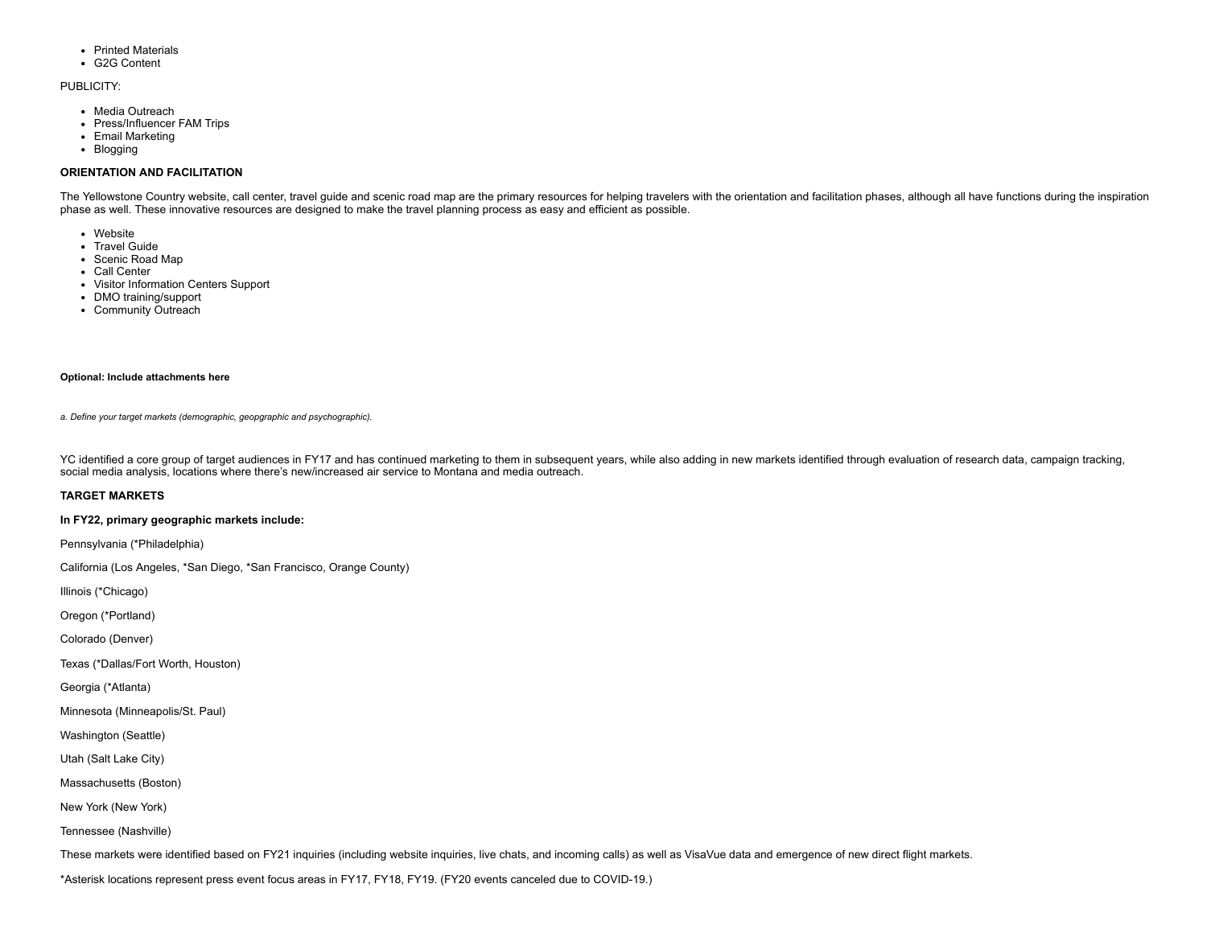- Printed Materials
- G2G Content

PUBLICITY:

- Media Outreach
- Press/Influencer FAM Trips
- Email Marketing
- Blogging

**ORIENTATION AND FACILITATION**

The Yellowstone Country website, call center, travel guide and scenic road map are the primary resources for helping travelers with the orientation and facilitation phases, although all have functions during the inspiration phase as well. These innovative resources are designed to make the travel planning process as easy and efficient as possible.

- Website
- Travel Guide
- Scenic Road Map
- Call Center
- Visitor Information Centers Support
- DMO training/support
- Community Outreach

**Optional: Include attachments here**

*a. Define your target markets (demographic, geopgraphic and psychographic).*

YC identified a core group of target audiences in FY17 and has continued marketing to them in subsequent years, while also adding in new markets identified through evaluation of research data, campaign tracking, social media analysis, locations where there's new/increased air service to Montana and media outreach.

**TARGET MARKETS**

**In FY22, primary geographic markets include:**

Pennsylvania (*Philadelphia)

California (Los Angeles, *San Diego, *San Francisco, Orange County)

Illinois (*Chicago)

Oregon (*Portland)

Colorado (Denver)

Texas (*Dallas/Fort Worth, Houston)

Georgia (*Atlanta)

Minnesota (Minneapolis/St. Paul)

Washington (Seattle)

Utah (Salt Lake City)

Massachusetts (Boston)

New York (New York)

Tennessee (Nashville)

These markets were identified based on FY21 inquiries (including website inquiries, live chats, and incoming calls) as well as VisaVue data and emergence of new direct flight markets.

*Asterisk locations represent press event focus areas in FY17, FY18, FY19. (FY20 events canceled due to COVID-19.)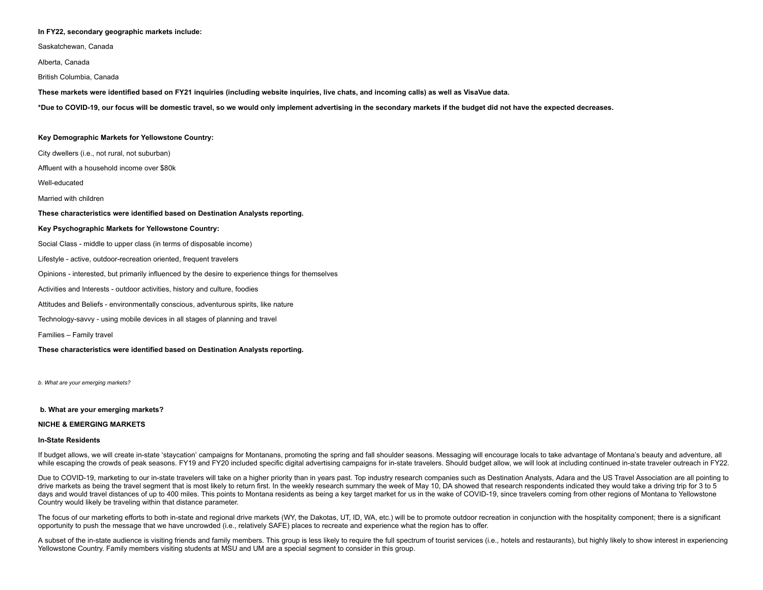**In FY22, secondary geographic markets include:**

Saskatchewan, Canada

Alberta, Canada

British Columbia, Canada

**These markets were identified based on FY21 inquiries (including website inquiries, live chats, and incoming calls) as well as VisaVue data.**

***Due to COVID-19, our focus will be domestic travel, so we would only implement advertising in the secondary markets if the budget did not have the expected decreases.**

**Key Demographic Markets for Yellowstone Country:**

City dwellers (i.e., not rural, not suburban)

Affluent with a household income over $80k

Well-educated

Married with children

**These characteristics were identified based on Destination Analysts reporting.**

**Key Psychographic Markets for Yellowstone Country:**

Social Class - middle to upper class (in terms of disposable income)

Lifestyle - active, outdoor-recreation oriented, frequent travelers

Opinions - interested, but primarily influenced by the desire to experience things for themselves

Activities and Interests - outdoor activities, history and culture, foodies

Attitudes and Beliefs - environmentally conscious, adventurous spirits, like nature

Technology-savvy - using mobile devices in all stages of planning and travel

Families – Family travel

**These characteristics were identified based on Destination Analysts reporting.**

*b. What are your emerging markets?*

**b. What are your emerging markets?**

**NICHE & EMERGING MARKETS**

**In-State Residents**

If budget allows, we will create in-state 'staycation' campaigns for Montanans, promoting the spring and fall shoulder seasons. Messaging will encourage locals to take advantage of Montana's beauty and adventure, all while escaping the crowds of peak seasons. FY19 and FY20 included specific digital advertising campaigns for in-state travelers. Should budget allow, we will look at including continued in-state traveler outreach in FY22.

Due to COVID-19, marketing to our in-state travelers will take on a higher priority than in years past. Top industry research companies such as Destination Analysts, Adara and the US Travel Association are all pointing to drive markets as being the travel segment that is most likely to return first. In the weekly research summary the week of May 10, DA showed that research respondents indicated they would take a driving trip for 3 to 5 days and would travel distances of up to 400 miles. This points to Montana residents as being a key target market for us in the wake of COVID-19, since travelers coming from other regions of Montana to Yellowstone Country would likely be traveling within that distance parameter.

The focus of our marketing efforts to both in-state and regional drive markets (WY, the Dakotas, UT, ID, WA, etc.) will be to promote outdoor recreation in conjunction with the hospitality component; there is a significant opportunity to push the message that we have uncrowded (i.e., relatively SAFE) places to recreate and experience what the region has to offer.

A subset of the in-state audience is visiting friends and family members. This group is less likely to require the full spectrum of tourist services (i.e., hotels and restaurants), but highly likely to show interest in experiencing Yellowstone Country. Family members visiting students at MSU and UM are a special segment to consider in this group.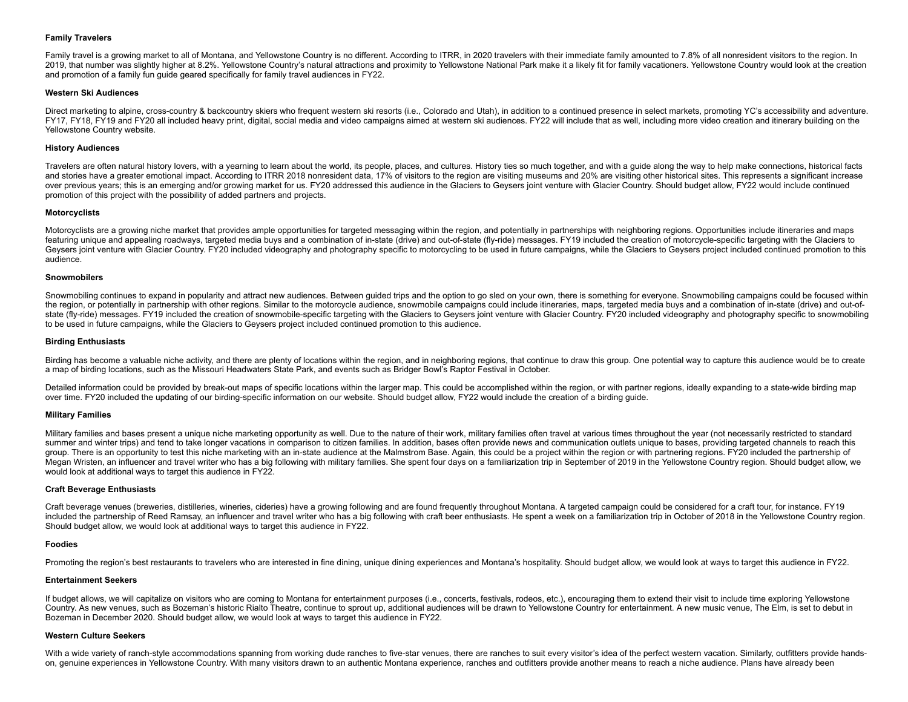**Family Travelers**

Family travel is a growing market to all of Montana, and Yellowstone Country is no different. According to ITRR, in 2020 travelers with their immediate family amounted to 7.8% of all nonresident visitors to the region. In 2019, that number was slightly higher at 8.2%. Yellowstone Country's natural attractions and proximity to Yellowstone National Park make it a likely fit for family vacationers. Yellowstone Country would look at the creation and promotion of a family fun guide geared specifically for family travel audiences in FY22.

**Western Ski Audiences**

Direct marketing to alpine, cross-country & backcountry skiers who frequent western ski resorts (i.e., Colorado and Utah), in addition to a continued presence in select markets, promoting YC's accessibility and adventure. FY17, FY18, FY19 and FY20 all included heavy print, digital, social media and video campaigns aimed at western ski audiences. FY22 will include that as well, including more video creation and itinerary building on the Yellowstone Country website.

**History Audiences**

Travelers are often natural history lovers, with a yearning to learn about the world, its people, places, and cultures. History ties so much together, and with a guide along the way to help make connections, historical facts and stories have a greater emotional impact. According to ITRR 2018 nonresident data, 17% of visitors to the region are visiting museums and 20% are visiting other historical sites. This represents a significant increase over previous years; this is an emerging and/or growing market for us. FY20 addressed this audience in the Glaciers to Geysers joint venture with Glacier Country. Should budget allow, FY22 would include continued promotion of this project with the possibility of added partners and projects.

**Motorcyclists**

Motorcyclists are a growing niche market that provides ample opportunities for targeted messaging within the region, and potentially in partnerships with neighboring regions. Opportunities include itineraries and maps featuring unique and appealing roadways, targeted media buys and a combination of in-state (drive) and out-of-state (fly-ride) messages. FY19 included the creation of motorcycle-specific targeting with the Glaciers to Geysers joint venture with Glacier Country. FY20 included videography and photography specific to motorcycling to be used in future campaigns, while the Glaciers to Geysers project included continued promotion to this audience.

**Snowmobilers**

Snowmobiling continues to expand in popularity and attract new audiences. Between guided trips and the option to go sled on your own, there is something for everyone. Snowmobiling campaigns could be focused within the region, or potentially in partnership with other regions. Similar to the motorcycle audience, snowmobile campaigns could include itineraries, maps, targeted media buys and a combination of in-state (drive) and out-of-state (fly-ride) messages. FY19 included the creation of snowmobile-specific targeting with the Glaciers to Geysers joint venture with Glacier Country. FY20 included videography and photography specific to snowmobiling to be used in future campaigns, while the Glaciers to Geysers project included continued promotion to this audience.

**Birding Enthusiasts**

Birding has become a valuable niche activity, and there are plenty of locations within the region, and in neighboring regions, that continue to draw this group. One potential way to capture this audience would be to create a map of birding locations, such as the Missouri Headwaters State Park, and events such as Bridger Bowl's Raptor Festival in October.

Detailed information could be provided by break-out maps of specific locations within the larger map. This could be accomplished within the region, or with partner regions, ideally expanding to a state-wide birding map over time. FY20 included the updating of our birding-specific information on our website. Should budget allow, FY22 would include the creation of a birding guide.

**Military Families**

Military families and bases present a unique niche marketing opportunity as well. Due to the nature of their work, military families often travel at various times throughout the year (not necessarily restricted to standard summer and winter trips) and tend to take longer vacations in comparison to citizen families. In addition, bases often provide news and communication outlets unique to bases, providing targeted channels to reach this group. There is an opportunity to test this niche marketing with an in-state audience at the Malmstrom Base. Again, this could be a project within the region or with partnering regions. FY20 included the partnership of Megan Wristen, an influencer and travel writer who has a big following with military families. She spent four days on a familiarization trip in September of 2019 in the Yellowstone Country region. Should budget allow, we would look at additional ways to target this audience in FY22.

**Craft Beverage Enthusiasts**

Craft beverage venues (breweries, distilleries, wineries, cideries) have a growing following and are found frequently throughout Montana. A targeted campaign could be considered for a craft tour, for instance. FY19 included the partnership of Reed Ramsay, an influencer and travel writer who has a big following with craft beer enthusiasts. He spent a week on a familiarization trip in October of 2018 in the Yellowstone Country region. Should budget allow, we would look at additional ways to target this audience in FY22.

**Foodies**

Promoting the region's best restaurants to travelers who are interested in fine dining, unique dining experiences and Montana's hospitality. Should budget allow, we would look at ways to target this audience in FY22.

**Entertainment Seekers**

If budget allows, we will capitalize on visitors who are coming to Montana for entertainment purposes (i.e., concerts, festivals, rodeos, etc.), encouraging them to extend their visit to include time exploring Yellowstone Country. As new venues, such as Bozeman's historic Rialto Theatre, continue to sprout up, additional audiences will be drawn to Yellowstone Country for entertainment. A new music venue, The Elm, is set to debut in Bozeman in December 2020. Should budget allow, we would look at ways to target this audience in FY22.

**Western Culture Seekers**

With a wide variety of ranch-style accommodations spanning from working dude ranches to five-star venues, there are ranches to suit every visitor's idea of the perfect western vacation. Similarly, outfitters provide hands-on, genuine experiences in Yellowstone Country. With many visitors drawn to an authentic Montana experience, ranches and outfitters provide another means to reach a niche audience. Plans have already been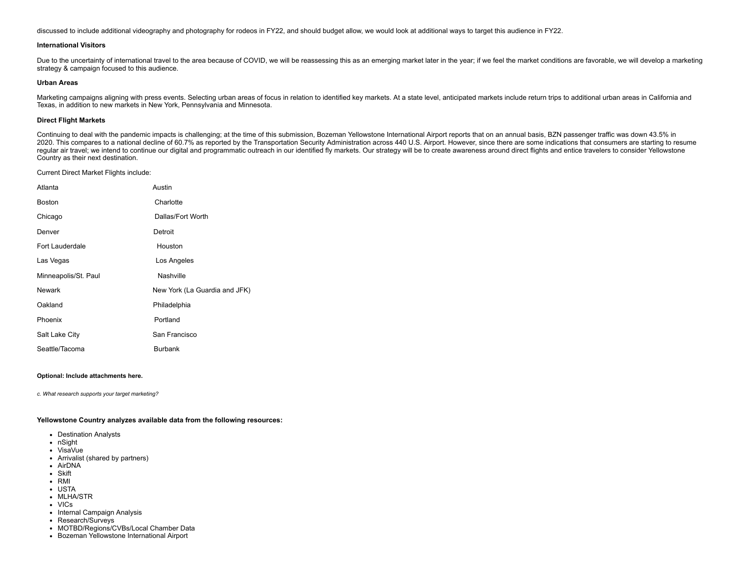discussed to include additional videography and photography for rodeos in FY22, and should budget allow, we would look at additional ways to target this audience in FY22.

**International Visitors**

Due to the uncertainty of international travel to the area because of COVID, we will be reassessing this as an emerging market later in the year; if we feel the market conditions are favorable, we will develop a marketing strategy & campaign focused to this audience.

**Urban Areas**

Marketing campaigns aligning with press events. Selecting urban areas of focus in relation to identified key markets. At a state level, anticipated markets include return trips to additional urban areas in California and Texas, in addition to new markets in New York, Pennsylvania and Minnesota.

**Direct Flight Markets**

Continuing to deal with the pandemic impacts is challenging; at the time of this submission, Bozeman Yellowstone International Airport reports that on an annual basis, BZN passenger traffic was down 43.5% in 2020. This compares to a national decline of 60.7% as reported by the Transportation Security Administration across 440 U.S. Airport. However, since there are some indications that consumers are starting to resume regular air travel; we intend to continue our digital and programmatic outreach in our identified fly markets. Our strategy will be to create awareness around direct flights and entice travelers to consider Yellowstone Country as their next destination.

Current Direct Market Flights include:

| | |
|---|---|
| Atlanta | Austin |
| Boston | Charlotte |
| Chicago | Dallas/Fort Worth |
| Denver | Detroit |
| Fort Lauderdale | Houston |
| Las Vegas | Los Angeles |
| Minneapolis/St. Paul | Nashville |
| Newark | New York (La Guardia and JFK) |
| Oakland | Philadelphia |
| Phoenix | Portland |
| Salt Lake City | San Francisco |
| Seattle/Tacoma | Burbank |

**Optional: Include attachments here.**

*c. What research supports your target marketing?*

**Yellowstone Country analyzes available data from the following resources:**

- Destination Analysts
- nSight
- VisaVue
- Arrivalist (shared by partners)
- AirDNA
- Skift
- RMI
- USTA
- MLHA/STR
- VICs
- Internal Campaign Analysis
- Research/Surveys
- MOTBD/Regions/CVBs/Local Chamber Data
- Bozeman Yellowstone International Airport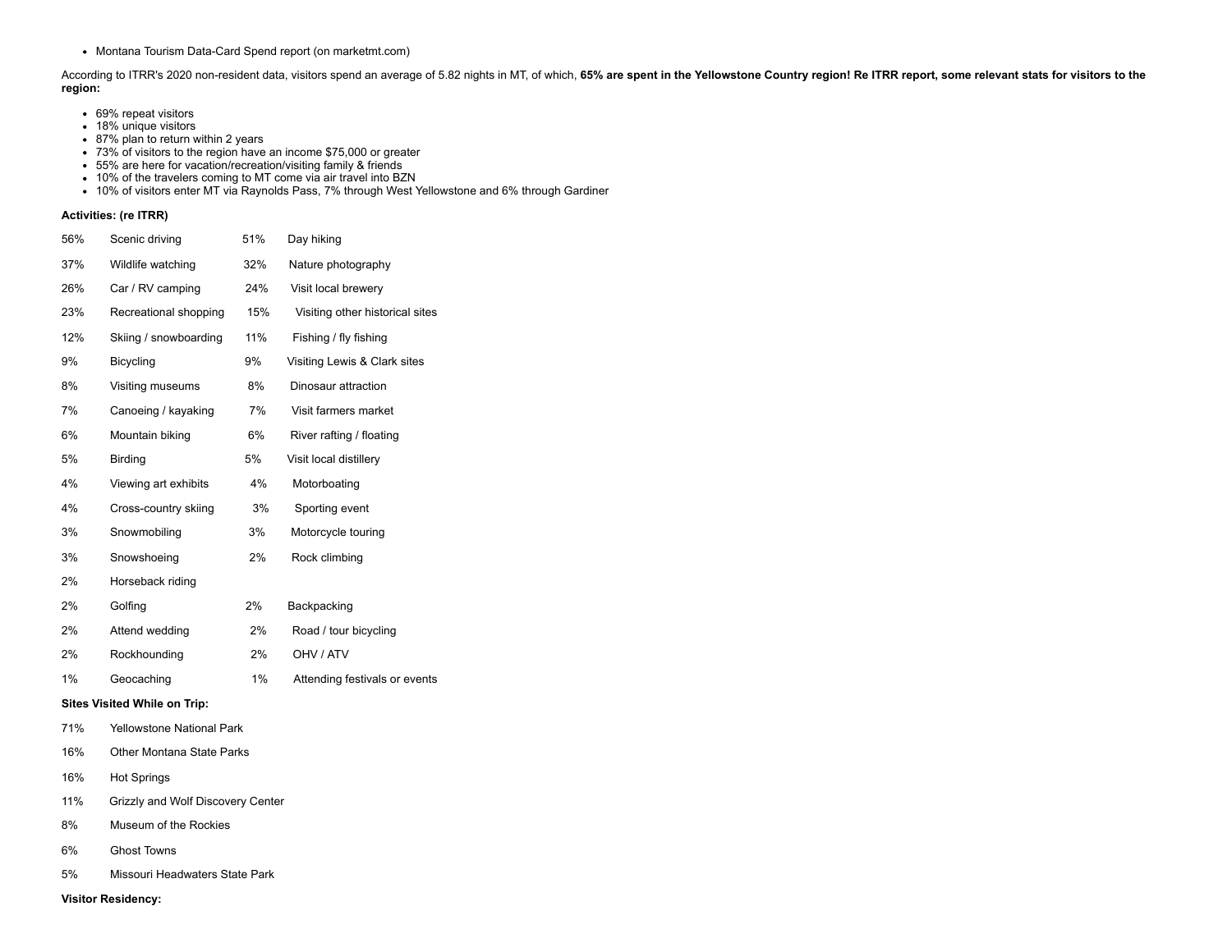- Montana Tourism Data-Card Spend report (on marketmt.com)

According to ITRR's 2020 non-resident data, visitors spend an average of 5.82 nights in MT, of which, **65% are spent in the Yellowstone Country region! Re ITRR report, some relevant stats for visitors to the region:**

- 69% repeat visitors
- 18% unique visitors
- 87% plan to return within 2 years
- 73% of visitors to the region have an income $75,000 or greater
- 55% are here for vacation/recreation/visiting family & friends
- 10% of the travelers coming to MT come via air travel into BZN
- 10% of visitors enter MT via Raynolds Pass, 7% through West Yellowstone and 6% through Gardiner

**Activities: (re ITRR)**

| | | | |
|---|---|---|---|
| 56% | Scenic driving | 51% | Day hiking |
| 37% | Wildlife watching | 32% | Nature photography |
| 26% | Car / RV camping | 24% | Visit local brewery |
| 23% | Recreational shopping | 15% | Visiting other historical sites |
| 12% | Skiing / snowboarding | 11% | Fishing / fly fishing |
| 9% | Bicycling | 9% | Visiting Lewis & Clark sites |
| 8% | Visiting museums | 8% | Dinosaur attraction |
| 7% | Canoeing / kayaking | 7% | Visit farmers market |
| 6% | Mountain biking | 6% | River rafting / floating |
| 5% | Birding | 5% | Visit local distillery |
| 4% | Viewing art exhibits | 4% | Motorboating |
| 4% | Cross-country skiing | 3% | Sporting event |
| 3% | Snowmobiling | 3% | Motorcycle touring |
| 3% | Snowshoeing | 2% | Rock climbing |
| 2% | Horseback riding | | |
| 2% | Golfing | 2% | Backpacking |
| 2% | Attend wedding | 2% | Road / tour bicycling |
| 2% | Rockhounding | 2% | OHV / ATV |
| 1% | Geocaching | 1% | Attending festivals or events |

**Sites Visited While on Trip:**

| | |
|---|---|
| 71% | Yellowstone National Park |
| 16% | Other Montana State Parks |
| 16% | Hot Springs |
| 11% | Grizzly and Wolf Discovery Center |
| 8% | Museum of the Rockies |
| 6% | Ghost Towns |
| 5% | Missouri Headwaters State Park |

**Visitor Residency:**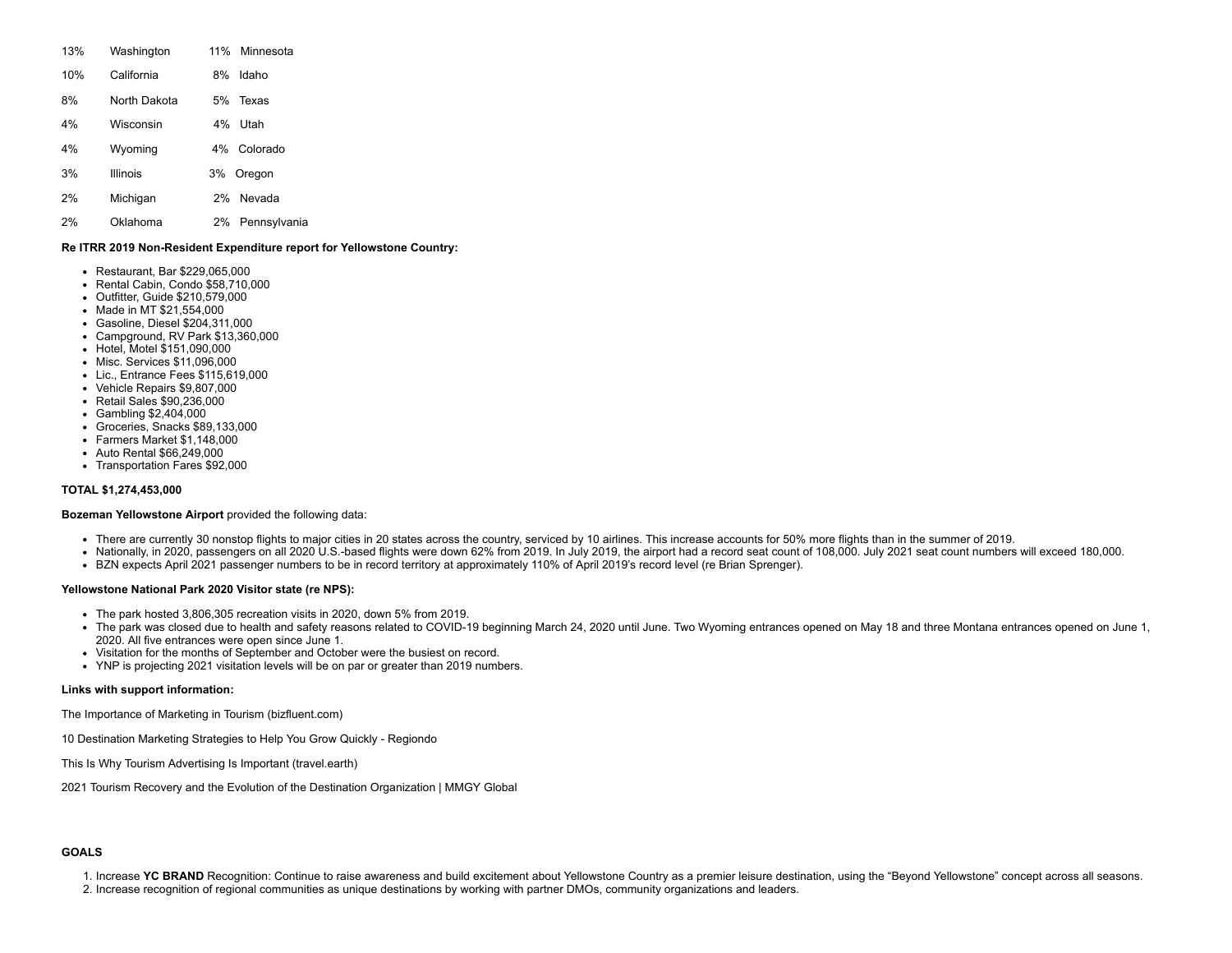| | | | |
|---|---|---|---|
| 13% | Washington | 11% | Minnesota |
| 10% | California | 8% | Idaho |
| 8% | North Dakota | 5% | Texas |
| 4% | Wisconsin | 4% | Utah |
| 4% | Wyoming | 4% | Colorado |
| 3% | Illinois | 3% | Oregon |
| 2% | Michigan | 2% | Nevada |
| 2% | Oklahoma | 2% | Pennsylvania |

**Re ITRR 2019 Non-Resident Expenditure report for Yellowstone Country:**

- Restaurant, Bar $229,065,000
- Rental Cabin, Condo $58,710,000
- Outfitter, Guide $210,579,000
- Made in MT $21,554,000
- Gasoline, Diesel $204,311,000
- Campground, RV Park $13,360,000
- Hotel, Motel $151,090,000
- Misc. Services $11,096,000
- Lic., Entrance Fees $115,619,000
- Vehicle Repairs $9,807,000
- Retail Sales $90,236,000
- Gambling $2,404,000
- Groceries, Snacks $89,133,000
- Farmers Market $1,148,000
- Auto Rental $66,249,000
- Transportation Fares $92,000

**TOTAL $1,274,453,000**

**Bozeman Yellowstone Airport** provided the following data:

- There are currently 30 nonstop flights to major cities in 20 states across the country, serviced by 10 airlines. This increase accounts for 50% more flights than in the summer of 2019.
- Nationally, in 2020, passengers on all 2020 U.S.-based flights were down 62% from 2019. In July 2019, the airport had a record seat count of 108,000. July 2021 seat count numbers will exceed 180,000.
- BZN expects April 2021 passenger numbers to be in record territory at approximately 110% of April 2019's record level (re Brian Sprenger).

**Yellowstone National Park 2020 Visitor state (re NPS):**

- The park hosted 3,806,305 recreation visits in 2020, down 5% from 2019.
- The park was closed due to health and safety reasons related to COVID-19 beginning March 24, 2020 until June. Two Wyoming entrances opened on May 18 and three Montana entrances opened on June 1, 2020. All five entrances were open since June 1.
- Visitation for the months of September and October were the busiest on record.
- YNP is projecting 2021 visitation levels will be on par or greater than 2019 numbers.

**Links with support information:**

The Importance of Marketing in Tourism (bizfluent.com)

10 Destination Marketing Strategies to Help You Grow Quickly - Regiondo

This Is Why Tourism Advertising Is Important (travel.earth)

2021 Tourism Recovery and the Evolution of the Destination Organization | MMGY Global

**GOALS**

1. Increase **YC BRAND** Recognition: Continue to raise awareness and build excitement about Yellowstone Country as a premier leisure destination, using the "Beyond Yellowstone" concept across all seasons.
2. Increase recognition of regional communities as unique destinations by working with partner DMOs, community organizations and leaders.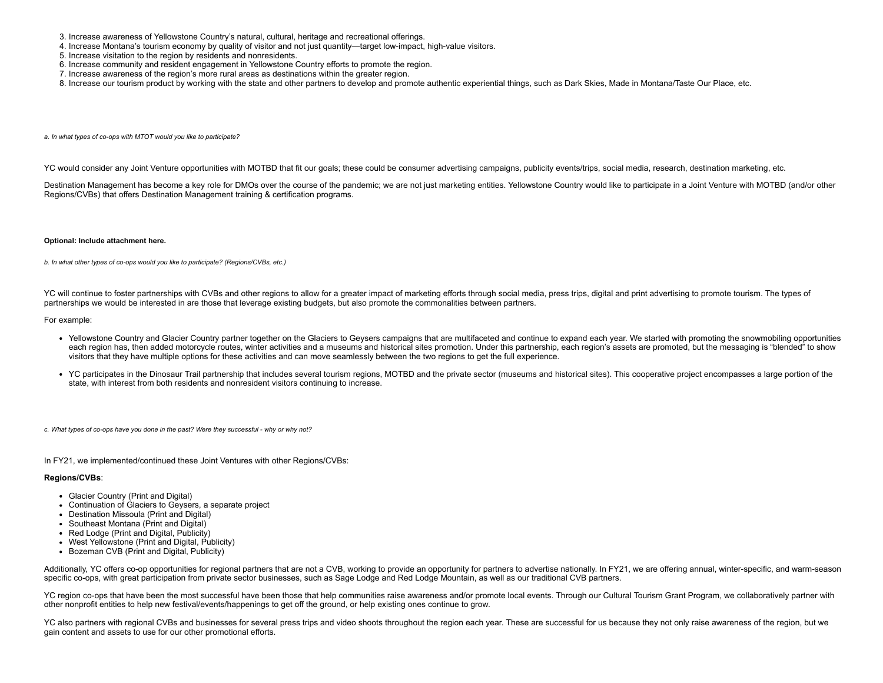3. Increase awareness of Yellowstone Country's natural, cultural, heritage and recreational offerings.
4. Increase Montana's tourism economy by quality of visitor and not just quantity—target low-impact, high-value visitors.
5. Increase visitation to the region by residents and nonresidents.
6. Increase community and resident engagement in Yellowstone Country efforts to promote the region.
7. Increase awareness of the region's more rural areas as destinations within the greater region.
8. Increase our tourism product by working with the state and other partners to develop and promote authentic experiential things, such as Dark Skies, Made in Montana/Taste Our Place, etc.

*a. In what types of co-ops with MTOT would you like to participate?*

YC would consider any Joint Venture opportunities with MOTBD that fit our goals; these could be consumer advertising campaigns, publicity events/trips, social media, research, destination marketing, etc.

Destination Management has become a key role for DMOs over the course of the pandemic; we are not just marketing entities. Yellowstone Country would like to participate in a Joint Venture with MOTBD (and/or other Regions/CVBs) that offers Destination Management training & certification programs.

**Optional: Include attachment here.**

*b. In what other types of co-ops would you like to participate? (Regions/CVBs, etc.)*

YC will continue to foster partnerships with CVBs and other regions to allow for a greater impact of marketing efforts through social media, press trips, digital and print advertising to promote tourism. The types of partnerships we would be interested in are those that leverage existing budgets, but also promote the commonalities between partners.

For example:

- Yellowstone Country and Glacier Country partner together on the Glaciers to Geysers campaigns that are multifaceted and continue to expand each year. We started with promoting the snowmobiling opportunities each region has, then added motorcycle routes, winter activities and a museums and historical sites promotion. Under this partnership, each region's assets are promoted, but the messaging is "blended" to show visitors that they have multiple options for these activities and can move seamlessly between the two regions to get the full experience.

- YC participates in the Dinosaur Trail partnership that includes several tourism regions, MOTBD and the private sector (museums and historical sites). This cooperative project encompasses a large portion of the state, with interest from both residents and nonresident visitors continuing to increase.

*c. What types of co-ops have you done in the past? Were they successful - why or why not?*

In FY21, we implemented/continued these Joint Ventures with other Regions/CVBs:

**Regions/CVBs**:

- Glacier Country (Print and Digital)
- Continuation of Glaciers to Geysers, a separate project
- Destination Missoula (Print and Digital)
- Southeast Montana (Print and Digital)
- Red Lodge (Print and Digital, Publicity)
- West Yellowstone (Print and Digital, Publicity)
- Bozeman CVB (Print and Digital, Publicity)

Additionally, YC offers co-op opportunities for regional partners that are not a CVB, working to provide an opportunity for partners to advertise nationally. In FY21, we are offering annual, winter-specific, and warm-season specific co-ops, with great participation from private sector businesses, such as Sage Lodge and Red Lodge Mountain, as well as our traditional CVB partners.

YC region co-ops that have been the most successful have been those that help communities raise awareness and/or promote local events. Through our Cultural Tourism Grant Program, we collaboratively partner with other nonprofit entities to help new festival/events/happenings to get off the ground, or help existing ones continue to grow.

YC also partners with regional CVBs and businesses for several press trips and video shoots throughout the region each year. These are successful for us because they not only raise awareness of the region, but we gain content and assets to use for our other promotional efforts.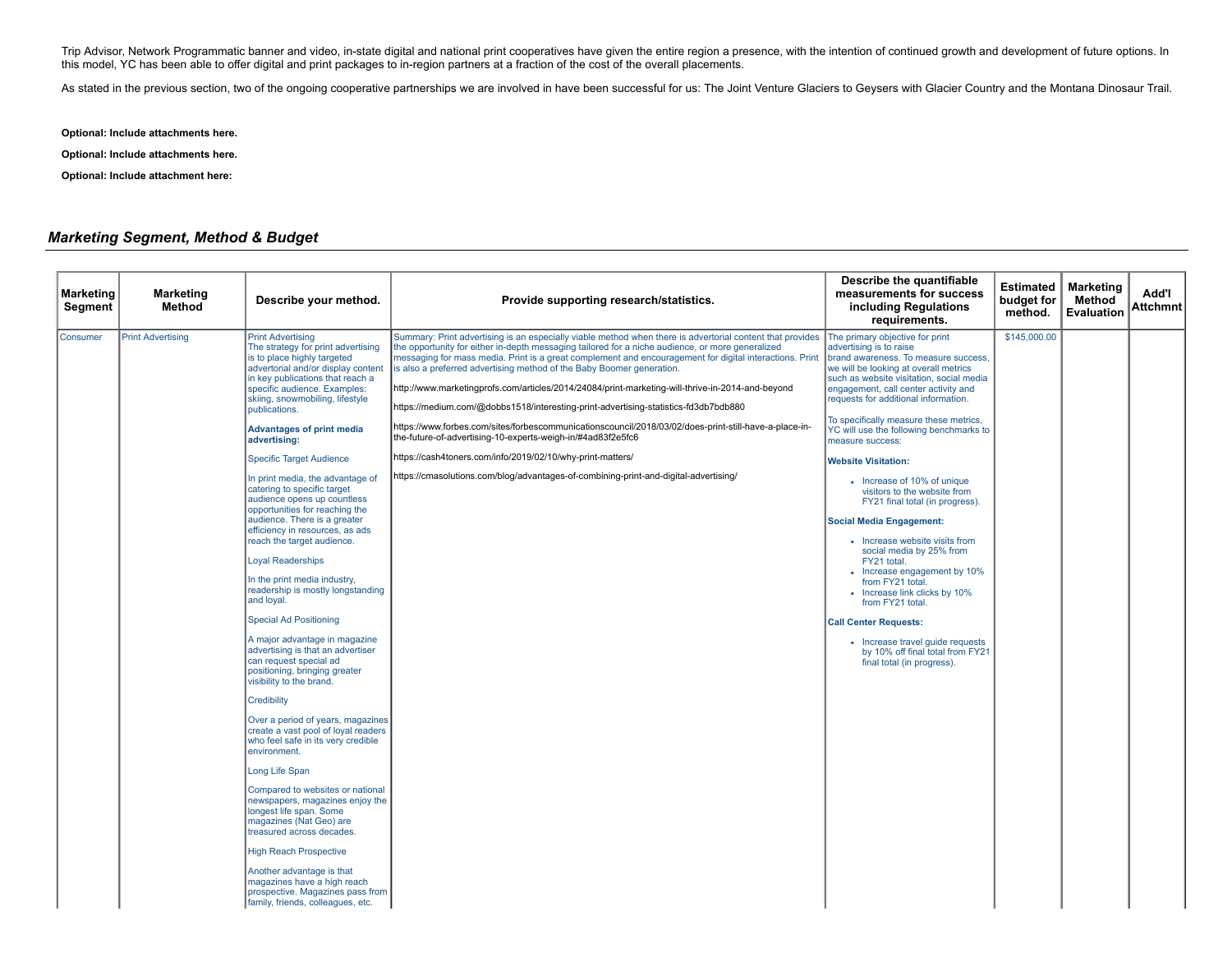Trip Advisor, Network Programmatic banner and video, in-state digital and national print cooperatives have given the entire region a presence, with the intention of continued growth and development of future options. In this model, YC has been able to offer digital and print packages to in-region partners at a fraction of the cost of the overall placements.

As stated in the previous section, two of the ongoing cooperative partnerships we are involved in have been successful for us: The Joint Venture Glaciers to Geysers with Glacier Country and the Montana Dinosaur Trail.

**Optional: Include attachments here.**

**Optional: Include attachments here.**

**Optional: Include attachment here:**

## *Marketing Segment, Method & Budget*

| Marketing Segment | Marketing Method | Describe your method. | Provide supporting research/statistics. | Describe the quantifiable measurements for success including Regulations requirements. | Estimated budget for method. | Marketing Method Evaluation | Add'l Attchmnt |
|---|---|---|---|---|---|---|---|
| Consumer | Print Advertising | Print Advertising<br>The strategy for print advertising is to place highly targeted advertorial and/or display content in key publications that reach a specific audience. Examples: skiing, snowmobiling, lifestyle publications.<br><br>**Advantages of print media advertising:**<br><br>Specific Target Audience<br><br>In print media, the advantage of catering to specific target audience opens up countless opportunities for reaching the audience. There is a greater efficiency in resources, as ads reach the target audience.<br><br>Loyal Readerships<br><br>In the print media industry, readership is mostly longstanding and loyal.<br><br>Special Ad Positioning<br><br>A major advantage in magazine advertising is that an advertiser can request special ad positioning, bringing greater visibility to the brand.<br><br>Credibility<br><br>Over a period of years, magazines create a vast pool of loyal readers who feel safe in its very credible environment.<br><br>Long Life Span<br><br>Compared to websites or national newspapers, magazines enjoy the longest life span. Some magazines (Nat Geo) are treasured across decades.<br><br>High Reach Prospective<br><br>Another advantage is that magazines have a high reach prospective. Magazines pass from family, friends, colleagues, etc. | Summary: Print advertising is an especially viable method when there is advertorial content that provides the opportunity for either in-depth messaging tailored for a niche audience, or more generalized messaging for mass media. Print is a great complement and encouragement for digital interactions. Print is also a preferred advertising method of the Baby Boomer generation.<br><br>http://www.marketingprofs.com/articles/2014/24084/print-marketing-will-thrive-in-2014-and-beyond<br><br>https://medium.com/@dobbs1518/interesting-print-advertising-statistics-fd3db7bdb880<br><br>https://www.forbes.com/sites/forbescommunicationscouncil/2018/03/02/does-print-still-have-a-place-in-the-future-of-advertising-10-experts-weigh-in/#4ad83f2e5fc6<br><br>https://cash4toners.com/info/2019/02/10/why-print-matters/<br><br>https://cmasolutions.com/blog/advantages-of-combining-print-and-digital-advertising/ | The primary objective for print advertising is to raise brand awareness. To measure success, we will be looking at overall metrics such as website visitation, social media engagement, call center activity and requests for additional information.<br><br>To specifically measure these metrics, YC will use the following benchmarks to measure success:<br><br>**Website Visitation:**<br><br>• Increase of 10% of unique visitors to the website from FY21 final total (in progress).<br><br>**Social Media Engagement:**<br><br>• Increase website visits from social media by 25% from FY21 total.<br>• Increase engagement by 10% from FY21 total.<br>• Increase link clicks by 10% from FY21 total.<br><br>**Call Center Requests:**<br><br>• Increase travel guide requests by 10% off final total from FY21 final total (in progress). | $145,000.00 | | |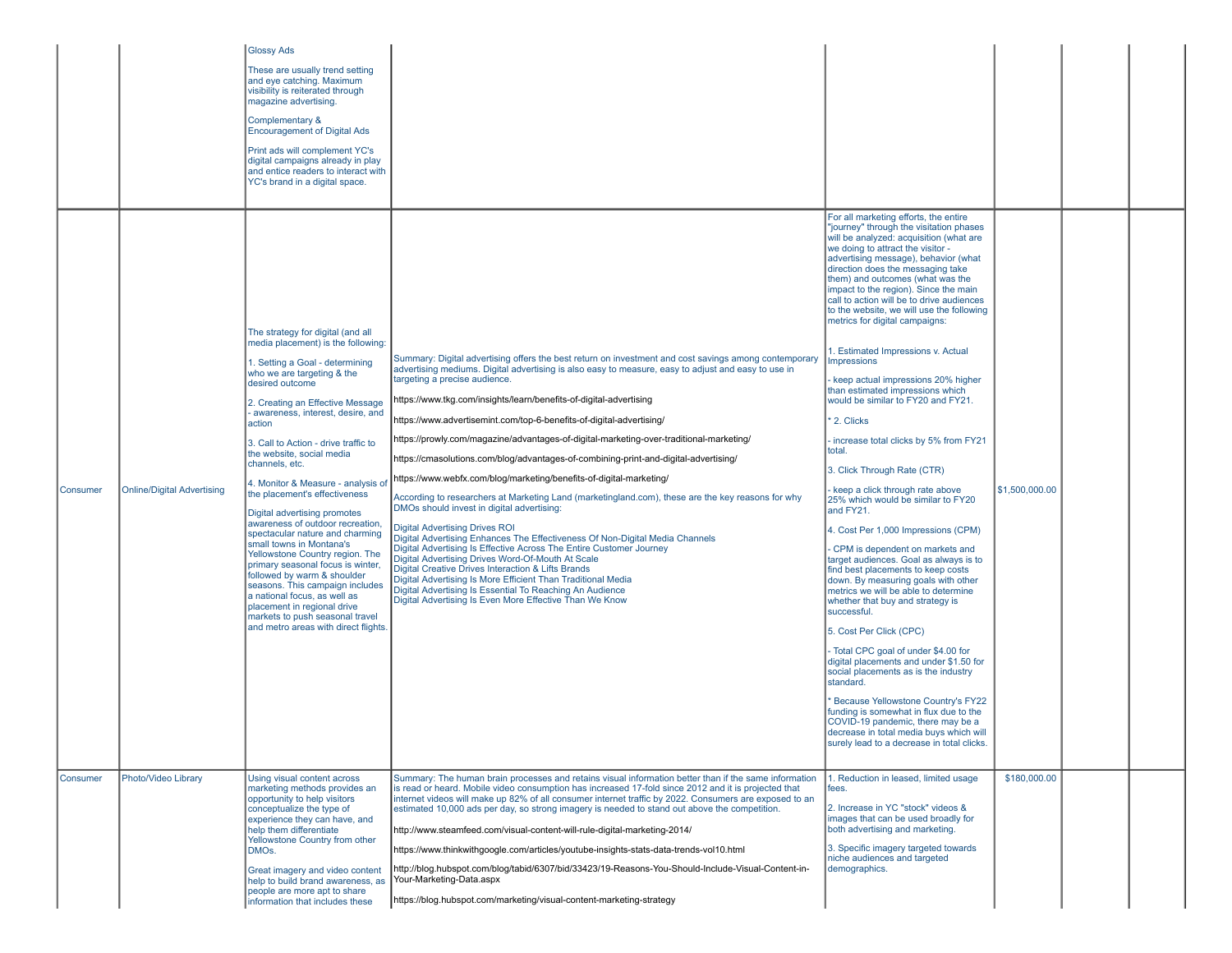| | | | | | | | |
|---|---|---|---|---|---|---|---|
| | | Glossy Ads<br><br>These are usually trend setting and eye catching. Maximum visibility is reiterated through magazine advertising.<br><br>Complementary & Encouragement of Digital Ads<br><br>Print ads will complement YC's digital campaigns already in play and entice readers to interact with YC's brand in a digital space. | | | | | |
| Consumer | Online/Digital Advertising | The strategy for digital (and all media placement) is the following:<br><br>1. Setting a Goal - determining who we are targeting & the desired outcome<br><br>2. Creating an Effective Message - awareness, interest, desire, and action<br><br>3. Call to Action - drive traffic to the website, social media channels, etc.<br><br>4. Monitor & Measure - analysis of the placement's effectiveness<br><br>Digital advertising promotes awareness of outdoor recreation, spectacular nature and charming small towns in Montana's Yellowstone Country region. The primary seasonal focus is winter, followed by warm & shoulder seasons. This campaign includes a national focus, as well as placement in regional drive markets to push seasonal travel and metro areas with direct flights. | Summary: Digital advertising offers the best return on investment and cost savings among contemporary advertising mediums. Digital advertising is also easy to measure, easy to adjust and easy to use in targeting a precise audience.<br><br>https://www.tkg.com/insights/learn/benefits-of-digital-advertising<br><br>https://www.advertisemint.com/top-6-benefits-of-digital-advertising/<br><br>https://prowly.com/magazine/advantages-of-digital-marketing-over-traditional-marketing/<br><br>https://cmasolutions.com/blog/advantages-of-combining-print-and-digital-advertising/<br><br>https://www.webfx.com/blog/marketing/benefits-of-digital-marketing/<br><br>According to researchers at Marketing Land (marketingland.com), these are the key reasons for why DMOs should invest in digital advertising:<br><br>Digital Advertising Drives ROI<br>Digital Advertising Enhances The Effectiveness Of Non-Digital Media Channels<br>Digital Advertising Is Effective Across The Entire Customer Journey<br>Digital Advertising Drives Word-Of-Mouth At Scale<br>Digital Creative Drives Interaction & Lifts Brands<br>Digital Advertising Is More Efficient Than Traditional Media<br>Digital Advertising Is Essential To Reaching An Audience<br>Digital Advertising Is Even More Effective Than We Know | For all marketing efforts, the entire "journey" through the visitation phases will be analyzed: acquisition (what are we doing to attract the visitor - advertising message), behavior (what direction does the messaging take them) and outcomes (what was the impact to the region). Since the main call to action will be to drive audiences to the website, we will use the following metrics for digital campaigns:<br><br>1. Estimated Impressions v. Actual Impressions<br><br>- keep actual impressions 20% higher than estimated impressions which would be similar to FY20 and FY21.<br><br>* 2. Clicks<br><br>- increase total clicks by 5% from FY21 total.<br><br>3. Click Through Rate (CTR)<br><br>- keep a click through rate above 25% which would be similar to FY20 and FY21.<br><br>4. Cost Per 1,000 Impressions (CPM)<br><br>- CPM is dependent on markets and target audiences. Goal as always is to find best placements to keep costs down. By measuring goals with other metrics we will be able to determine whether that buy and strategy is successful.<br><br>5. Cost Per Click (CPC)<br><br>- Total CPC goal of under $4.00 for digital placements and under $1.50 for social placements as is the industry standard.<br><br>* Because Yellowstone Country's FY22 funding is somewhat in flux due to the COVID-19 pandemic, there may be a decrease in total media buys which will surely lead to a decrease in total clicks. | $1,500,000.00 | | |
| Consumer | Photo/Video Library | Using visual content across marketing methods provides an opportunity to help visitors conceptualize the type of experience they can have, and help them differentiate Yellowstone Country from other DMOs.<br><br>Great imagery and video content help to build brand awareness, as people are more apt to share information that includes these | Summary: The human brain processes and retains visual information better than if the same information is read or heard. Mobile video consumption has increased 17-fold since 2012 and it is projected that internet videos will make up 82% of all consumer internet traffic by 2022. Consumers are exposed to an estimated 10,000 ads per day, so strong imagery is needed to stand out above the competition.<br><br>http://www.steamfeed.com/visual-content-will-rule-digital-marketing-2014/<br><br>https://www.thinkwithgoogle.com/articles/youtube-insights-stats-data-trends-vol10.html<br><br>http://blog.hubspot.com/blog/tabid/6307/bid/33423/19-Reasons-You-Should-Include-Visual-Content-in-Your-Marketing-Data.aspx<br><br>https://blog.hubspot.com/marketing/visual-content-marketing-strategy | 1. Reduction in leased, limited usage fees.<br><br>2. Increase in YC "stock" videos & images that can be used broadly for both advertising and marketing.<br><br>3. Specific imagery targeted towards niche audiences and targeted demographics. | $180,000.00 | | |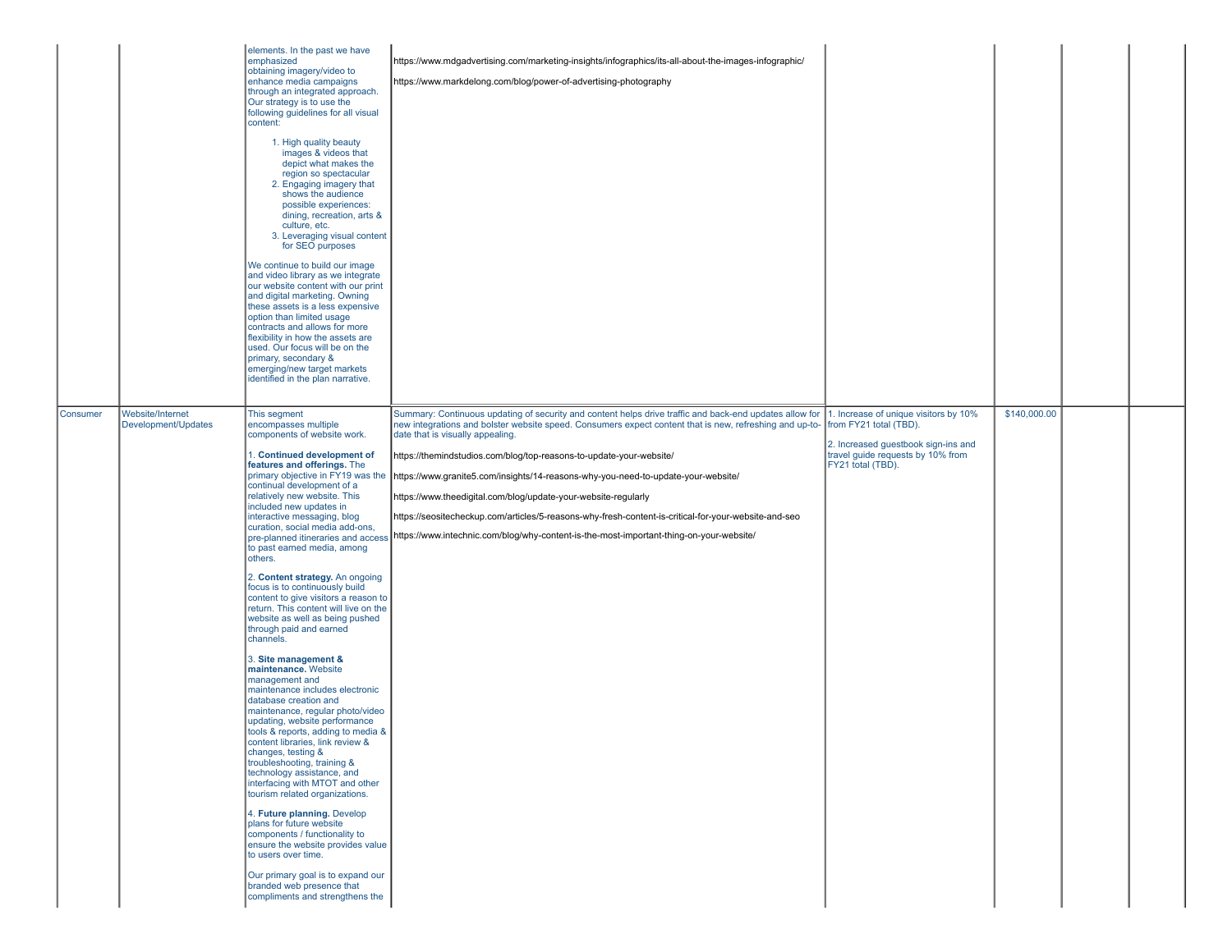| | | | | | | | |
|---|---|---|---|---|---|---|---|
| | | elements. In the past we have emphasized obtaining imagery/video to enhance media campaigns through an integrated approach. Our strategy is to use the following guidelines for all visual content:<br><br>1. High quality beauty images & videos that depict what makes the region so spectacular<br>2. Engaging imagery that shows the audience possible experiences: dining, recreation, arts & culture, etc.<br>3. Leveraging visual content for SEO purposes<br><br>We continue to build our image and video library as we integrate our website content with our print and digital marketing. Owning these assets is a less expensive option than limited usage contracts and allows for more flexibility in how the assets are used. Our focus will be on the primary, secondary & emerging/new target markets identified in the plan narrative. | https://www.mdgadvertising.com/marketing-insights/infographics/its-all-about-the-images-infographic/<br><br>https://www.markdelong.com/blog/power-of-advertising-photography | | | | |
| Consumer | Website/Internet Development/Updates | This segment encompasses multiple components of website work.<br><br>1. **Continued development of features and offerings.** The primary objective in FY19 was the continual development of a relatively new website. This included new updates in interactive messaging, blog curation, social media add-ons, pre-planned itineraries and access to past earned media, among others.<br><br>2. **Content strategy.** An ongoing focus is to continuously build content to give visitors a reason to return. This content will live on the website as well as being pushed through paid and earned channels.<br><br>3. **Site management & maintenance.** Website management and maintenance includes electronic database creation and maintenance, regular photo/video updating, website performance tools & reports, adding to media & content libraries, link review & changes, testing & troubleshooting, training & technology assistance, and interfacing with MTOT and other tourism related organizations.<br><br>4. **Future planning.** Develop plans for future website components / functionality to ensure the website provides value to users over time.<br><br>Our primary goal is to expand our branded web presence that compliments and strengthens the | Summary: Continuous updating of security and content helps drive traffic and back-end updates allow for new integrations and bolster website speed. Consumers expect content that is new, refreshing and up-to-date that is visually appealing.<br><br>https://themindstudios.com/blog/top-reasons-to-update-your-website/<br><br>https://www.granite5.com/insights/14-reasons-why-you-need-to-update-your-website/<br><br>https://www.theedigital.com/blog/update-your-website-regularly<br><br>https://seositecheckup.com/articles/5-reasons-why-fresh-content-is-critical-for-your-website-and-seo<br><br>https://www.intechnic.com/blog/why-content-is-the-most-important-thing-on-your-website/ | 1. Increase of unique visitors by 10% from FY21 total (TBD).<br><br>2. Increased guestbook sign-ins and travel guide requests by 10% from FY21 total (TBD). | $140,000.00 | | |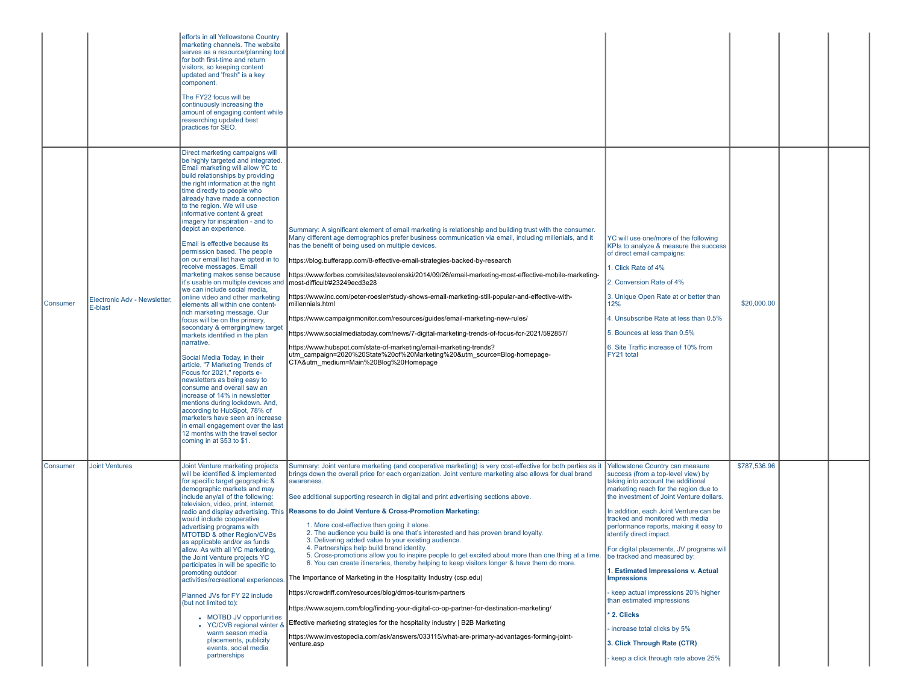| | | | | | | | |
|---|---|---|---|---|---|---|---|
| | | efforts in all Yellowstone Country marketing channels. The website serves as a resource/planning tool for both first-time and return visitors, so keeping content updated and 'fresh" is a key component.<br><br>The FY22 focus will be continuously increasing the amount of engaging content while researching updated best practices for SEO. | | | | | |
| Consumer | Electronic Adv - Newsletter, E-blast | Direct marketing campaigns will be highly targeted and integrated. Email marketing will allow YC to build relationships by providing the right information at the right time directly to people who already have made a connection to the region. We will use informative content & great imagery for inspiration - and to depict an experience.<br><br>Email is effective because its permission based. The people on our email list have opted in to receive messages. Email marketing makes sense because it's usable on multiple devices and we can include social media, online video and other marketing elements all within one content-rich marketing message. Our focus will be on the primary, secondary & emerging/new target markets identified in the plan narrative.<br><br>Social Media Today, in their article, "7 Marketing Trends of Focus for 2021," reports e-newsletters as being easy to consume and overall saw an increase of 14% in newsletter mentions during lockdown. And, according to HubSpot, 78% of marketers have seen an increase in email engagement over the last 12 months with the travel sector coming in at $53 to $1. | Summary: A significant element of email marketing is relationship and building trust with the consumer. Many different age demographics prefer business communication via email, including millenials, and it has the benefit of being used on multiple devices.<br><br>https://blog.bufferapp.com/8-effective-email-strategies-backed-by-research<br><br>https://www.forbes.com/sites/steveolenski/2014/09/26/email-marketing-most-effective-mobile-marketing-most-difficult/#23249ecd3e28<br><br>https://www.inc.com/peter-roesler/study-shows-email-marketing-still-popular-and-effective-with-millennials.html<br><br>https://www.campaignmonitor.com/resources/guides/email-marketing-new-rules/<br><br>https://www.socialmediatoday.com/news/7-digital-marketing-trends-of-focus-for-2021/592857/<br><br>https://www.hubspot.com/state-of-marketing/email-marketing-trends?utm_campaign=2020%20State%20of%20Marketing%20&utm_source=Blog-homepage-CTA&utm_medium=Main%20Blog%20Homepage | YC will use one/more of the following KPIs to analyze & measure the success of direct email campaigns:<br><br>1. Click Rate of 4%<br><br>2. Conversion Rate of 4%<br><br>3. Unique Open Rate at or better than 12%<br><br>4. Unsubscribe Rate at less than 0.5%<br><br>5. Bounces at less than 0.5%<br><br>6. Site Traffic increase of 10% from FY21 total | $20,000.00 | | |
| Consumer | Joint Ventures | Joint Venture marketing projects will be identified & implemented for specific target geographic & demographic markets and may include any/all of the following: television, video, print, internet, radio and display advertising. This would include cooperative advertising programs with MTOTBD & other Region/CVBs as applicable and/or as funds allow. As with all YC marketing, the Joint Venture projects YC participates in will be specific to promoting outdoor activities/recreational experiences.<br><br>Planned JVs for FY 22 include (but not limited to):<br><br>• MOTBD JV opportunities<br>• YC/CVB regional winter & warm season media placements, publicity events, social media partnerships | Summary: Joint venture marketing (and cooperative marketing) is very cost-effective for both parties as it brings down the overall price for each organization. Joint venture marketing also allows for dual brand awareness.<br><br>See additional supporting research in digital and print advertising sections above.<br><br>**Reasons to do Joint Venture & Cross-Promotion Marketing:**<br><br>1. More cost-effective than going it alone.<br>2. The audience you build is one that's interested and has proven brand loyalty.<br>3. Delivering added value to your existing audience.<br>4. Partnerships help build brand identity.<br>5. Cross-promotions allow you to inspire people to get excited about more than one thing at a time.<br>6. You can create itineraries, thereby helping to keep visitors longer & have them do more.<br><br>The Importance of Marketing in the Hospitality Industry (csp.edu)<br><br>https://crowdriff.com/resources/blog/dmos-tourism-partners<br><br>https://www.sojern.com/blog/finding-your-digital-co-op-partner-for-destination-marketing/<br><br>Effective marketing strategies for the hospitality industry \| B2B Marketing<br><br>https://www.investopedia.com/ask/answers/033115/what-are-primary-advantages-forming-joint-venture.asp | Yellowstone Country can measure success (from a top-level view) by taking into account the additional marketing reach for the region due to the investment of Joint Venture dollars.<br><br>In addition, each Joint Venture can be tracked and monitored with media performance reports, making it easy to identify direct impact.<br><br>For digital placements, JV programs will be tracked and measured by:<br><br>**1. Estimated Impressions v. Actual Impressions**<br><br>- keep actual impressions 20% higher than estimated impressions<br><br>**\* 2. Clicks**<br><br>- increase total clicks by 5%<br><br>**3. Click Through Rate (CTR)**<br><br>- keep a click through rate above 25% | $787,536.96 | | |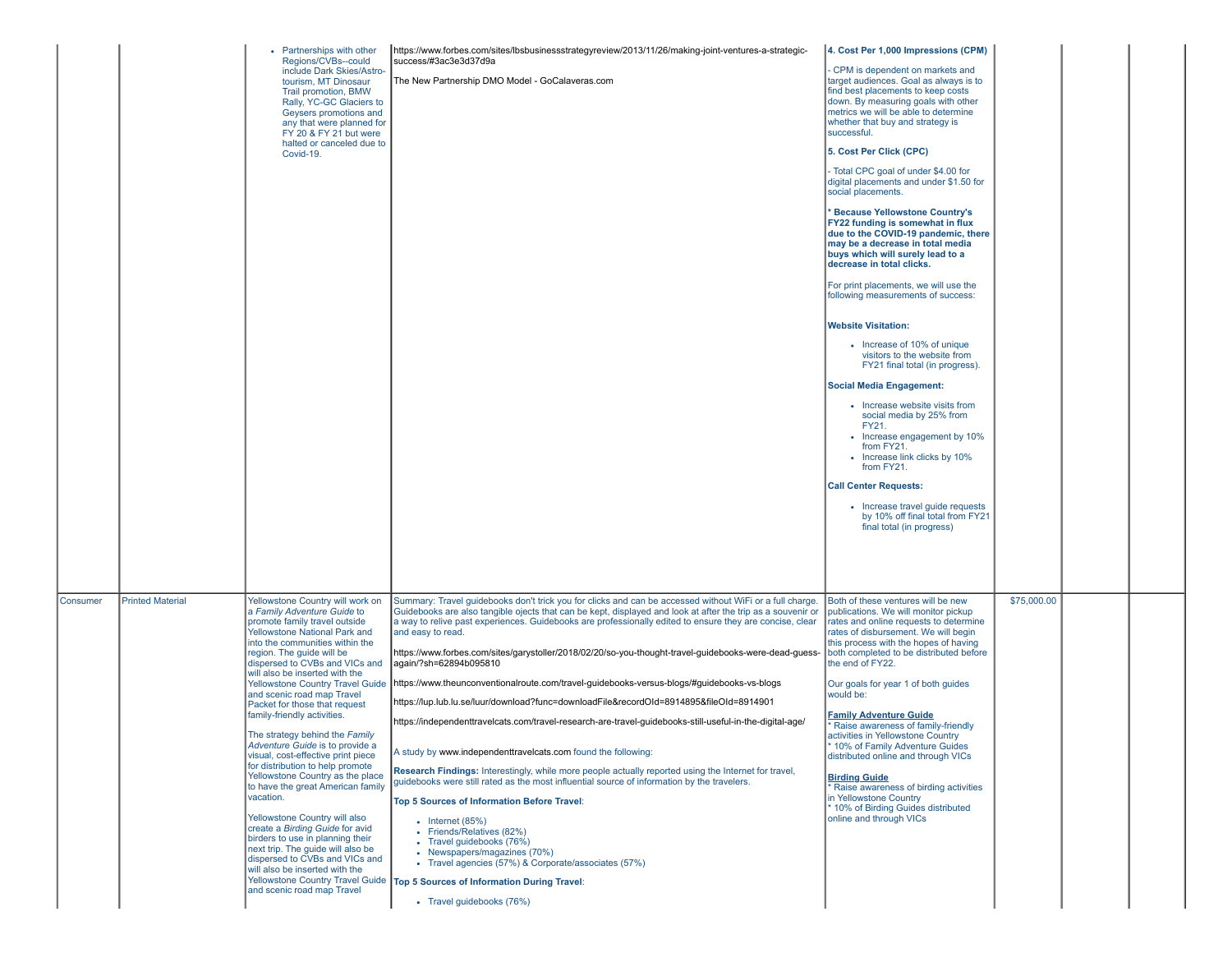| | | | | | | | |
|---|---|---|---|---|---|---|---|
| | | • Partnerships with other Regions/CVBs--could include Dark Skies/Astro-tourism, MT Dinosaur Trail promotion, BMW Rally, YC-GC Glaciers to Geysers promotions and any that were planned for FY 20 & FY 21 but were halted or canceled due to Covid-19. | https://www.forbes.com/sites/lbsbusinessstrategyreview/2013/11/26/making-joint-ventures-a-strategic-success/#3ac3e3d37d9a<br><br>The New Partnership DMO Model - GoCalaveras.com | **4. Cost Per 1,000 Impressions (CPM)**<br><br>- CPM is dependent on markets and target audiences. Goal as always is to find best placements to keep costs down. By measuring goals with other metrics we will be able to determine whether that buy and strategy is successful.<br><br>**5. Cost Per Click (CPC)**<br><br>- Total CPC goal of under $4.00 for digital placements and under $1.50 for social placements.<br><br>**\* Because Yellowstone Country's FY22 funding is somewhat in flux due to the COVID-19 pandemic, there may be a decrease in total media buys which will surely lead to a decrease in total clicks.**<br><br>For print placements, we will use the following measurements of success:<br><br>**Website Visitation:**<br>• Increase of 10% of unique visitors to the website from FY21 final total (in progress).<br><br>**Social Media Engagement:**<br>• Increase website visits from social media by 25% from FY21.<br>• Increase engagement by 10% from FY21.<br>• Increase link clicks by 10% from FY21.<br><br>**Call Center Requests:**<br>• Increase travel guide requests by 10% off final total from FY21 final total (in progress) | | | |
| Consumer | Printed Material | Yellowstone Country will work on a *Family Adventure Guide* to promote family travel outside Yellowstone National Park and into the communities within the region. The guide will be dispersed to CVBs and VICs and will also be inserted with the Yellowstone Country Travel Guide and scenic road map Travel Packet for those that request family-friendly activities.<br><br>The strategy behind the *Family Adventure Guide* is to provide a visual, cost-effective print piece for distribution to help promote Yellowstone Country as the place to have the great American family vacation.<br><br>Yellowstone Country will also create a *Birding Guide* for avid birders to use in planning their next trip. The guide will also be dispersed to CVBs and VICs and will also be inserted with the Yellowstone Country Travel Guide and scenic road map Travel | Summary: Travel guidebooks don't trick you for clicks and can be accessed without WiFi or a full charge. Guidebooks are also tangible ojects that can be kept, displayed and look at after the trip as a souvenir or a way to relive past experiences. Guidebooks are professionally edited to ensure they are concise, clear and easy to read.<br><br>https://www.forbes.com/sites/garystoller/2018/02/20/so-you-thought-travel-guidebooks-were-dead-guess-again/?sh=62894b095810<br><br>https://www.theunconventionalroute.com/travel-guidebooks-versus-blogs/#guidebooks-vs-blogs<br><br>https://lup.lub.lu.se/luur/download?func=downloadFile&recordOId=8914895&fileOId=8914901<br><br>https://independenttravelcats.com/travel-research-are-travel-guidebooks-still-useful-in-the-digital-age/<br><br>A study by www.independenttravelcats.com found the following:<br><br>**Research Findings:** Interestingly, while more people actually reported using the Internet for travel, guidebooks were still rated as the most influential source of information by the travelers.<br><br>**Top 5 Sources of Information Before Travel**:<br>• Internet (85%)<br>• Friends/Relatives (82%)<br>• Travel guidebooks (76%)<br>• Newspapers/magazines (70%)<br>• Travel agencies (57%) & Corporate/associates (57%)<br><br>**Top 5 Sources of Information During Travel**:<br>• Travel guidebooks (76%) | Both of these ventures will be new publications. We will monitor pickup rates and online requests to determine rates of disbursement. We will begin this process with the hopes of having both completed to be distributed before the end of FY22.<br><br>Our goals for year 1 of both guides would be:<br><br>**Family Adventure Guide**<br>* Raise awareness of family-friendly activities in Yellowstone Country<br>* 10% of Family Adventure Guides distributed online and through VICs<br><br>**Birding Guide**<br>* Raise awareness of birding activities in Yellowstone Country<br>* 10% of Birding Guides distributed online and through VICs | $75,000.00 | | |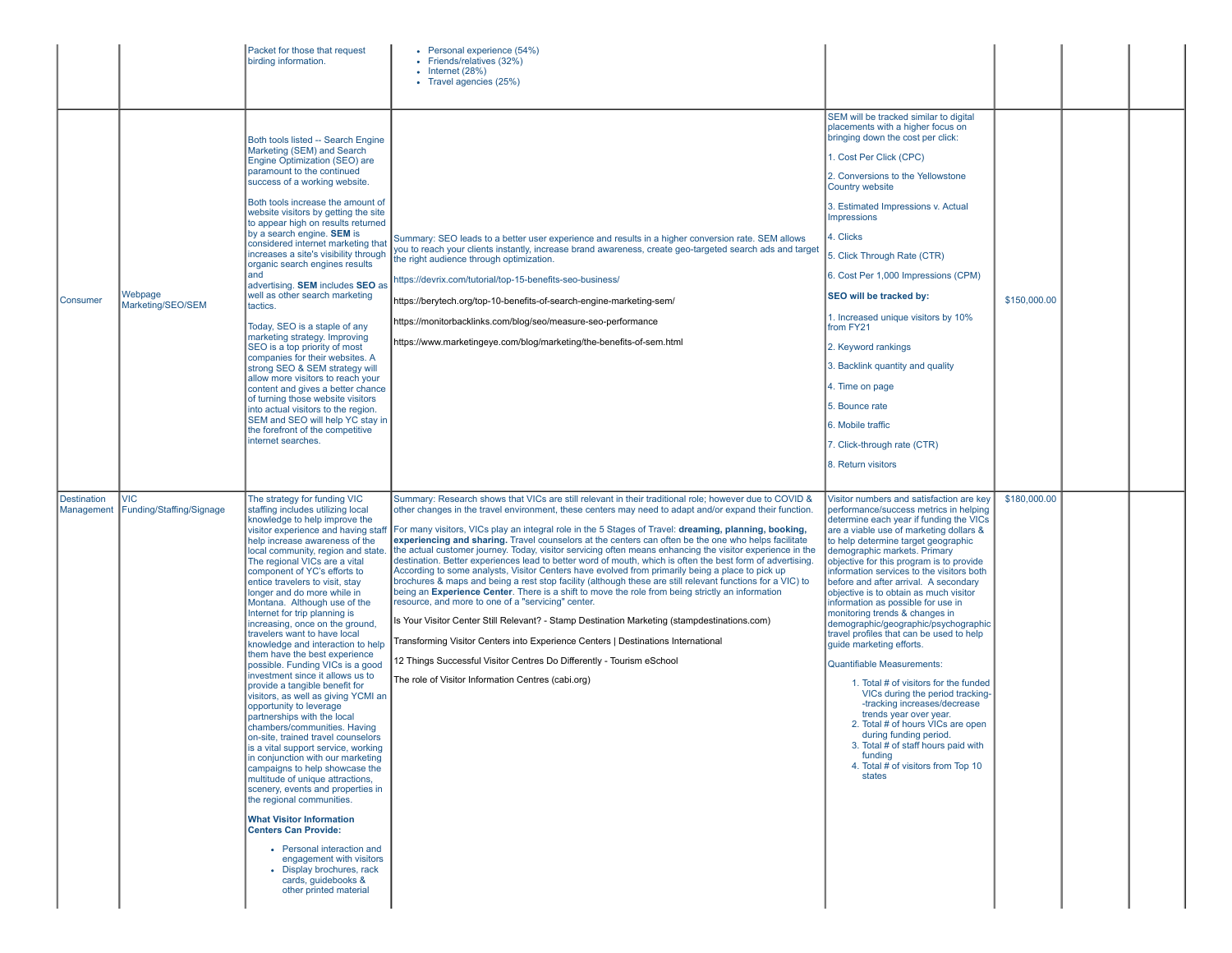| | | | | | | | |
|---|---|---|---|---|---|---|---|
| | | Packet for those that request birding information. | <ul><li>Personal experience (54%)</li><li>Friends/relatives (32%)</li><li>Internet (28%)</li><li>Travel agencies (25%)</li></ul> | | | | |
| Consumer | Webpage Marketing/SEO/SEM | Both tools listed -- Search Engine Marketing (SEM) and Search Engine Optimization (SEO) are paramount to the continued success of a working website.<br><br>Both tools increase the amount of website visitors by getting the site to appear high on results returned by a search engine. **SEM** is considered internet marketing that increases a site's visibility through organic search engines results and advertising. **SEM** includes **SEO** as well as other search marketing tactics.<br><br>Today, SEO is a staple of any marketing strategy. Improving SEO is a top priority of most companies for their websites. A strong SEO & SEM strategy will allow more visitors to reach your content and gives a better chance of turning those website visitors into actual visitors to the region. SEM and SEO will help YC stay in the forefront of the competitive internet searches. | Summary: SEO leads to a better user experience and results in a higher conversion rate. SEM allows you to reach your clients instantly, increase brand awareness, create geo-targeted search ads and target the right audience through optimization.<br><br>https://devrix.com/tutorial/top-15-benefits-seo-business/<br><br>https://berytech.org/top-10-benefits-of-search-engine-marketing-sem/<br><br>https://monitorbacklinks.com/blog/seo/measure-seo-performance<br><br>https://www.marketingeye.com/blog/marketing/the-benefits-of-sem.html | SEM will be tracked similar to digital placements with a higher focus on bringing down the cost per click:<br><br>1. Cost Per Click (CPC)<br><br>2. Conversions to the Yellowstone Country website<br><br>3. Estimated Impressions v. Actual Impressions<br><br>4. Clicks<br><br>5. Click Through Rate (CTR)<br><br>6. Cost Per 1,000 Impressions (CPM)<br><br>**SEO will be tracked by:**<br><br>1. Increased unique visitors by 10% from FY21<br><br>2. Keyword rankings<br><br>3. Backlink quantity and quality<br><br>4. Time on page<br><br>5. Bounce rate<br><br>6. Mobile traffic<br><br>7. Click-through rate (CTR)<br><br>8. Return visitors | $150,000.00 | | |
| Destination Management | VIC Funding/Staffing/Signage | The strategy for funding VIC staffing includes utilizing local knowledge to help improve the visitor experience and having staff help increase awareness of the local community, region and state. The regional VICs are a vital component of YC's efforts to entice travelers to visit, stay longer and do more while in Montana. Although use of the Internet for trip planning is increasing, once on the ground, travelers want to have local knowledge and interaction to help them have the best experience possible. Funding VICs is a good investment since it allows us to provide a tangible benefit for visitors, as well as giving YCMI an opportunity to leverage partnerships with the local chambers/communities. Having on-site, trained travel counselors is a vital support service, working in conjunction with our marketing campaigns to help showcase the multitude of unique attractions, scenery, events and properties in the regional communities.<br><br>**What Visitor Information Centers Can Provide:**<br><ul><li>Personal interaction and engagement with visitors</li><li>Display brochures, rack cards, guidebooks & other printed material</li></ul> | Summary: Research shows that VICs are still relevant in their traditional role; however due to COVID & other changes in the travel environment, these centers may need to adapt and/or expand their function.<br><br>For many visitors, VICs play an integral role in the 5 Stages of Travel: **dreaming, planning, booking, experiencing and sharing.** Travel counselors at the centers can often be the one who helps facilitate the actual customer journey. Today, visitor servicing often means enhancing the visitor experience in the destination. Better experiences lead to better word of mouth, which is often the best form of advertising. According to some analysts, Visitor Centers have evolved from primarily being a place to pick up brochures & maps and being a rest stop facility (although these are still relevant functions for a VIC) to being an **Experience Center**. There is a shift to move the role from being strictly an information resource, and more to one of a "servicing" center.<br><br>Is Your Visitor Center Still Relevant? - Stamp Destination Marketing (stampdestinations.com)<br><br>Transforming Visitor Centers into Experience Centers \| Destinations International<br><br>12 Things Successful Visitor Centres Do Differently - Tourism eSchool<br><br>The role of Visitor Information Centres (cabi.org) | Visitor numbers and satisfaction are key performance/success metrics in helping determine each year if funding the VICs are a viable use of marketing dollars & to help determine target geographic demographic markets. Primary objective for this program is to provide information services to the visitors both before and after arrival. A secondary objective is to obtain as much visitor information as possible for use in monitoring trends & changes in demographic/geographic/psychographic travel profiles that can be used to help guide marketing efforts.<br><br>Quantifiable Measurements:<br><ol><li>Total # of visitors for the funded VICs during the period tracking--tracking increases/decrease trends year over year.</li><li>Total # of hours VICs are open during funding period.</li><li>Total # of staff hours paid with funding</li><li>Total # of visitors from Top 10 states</li></ol> | $180,000.00 | | |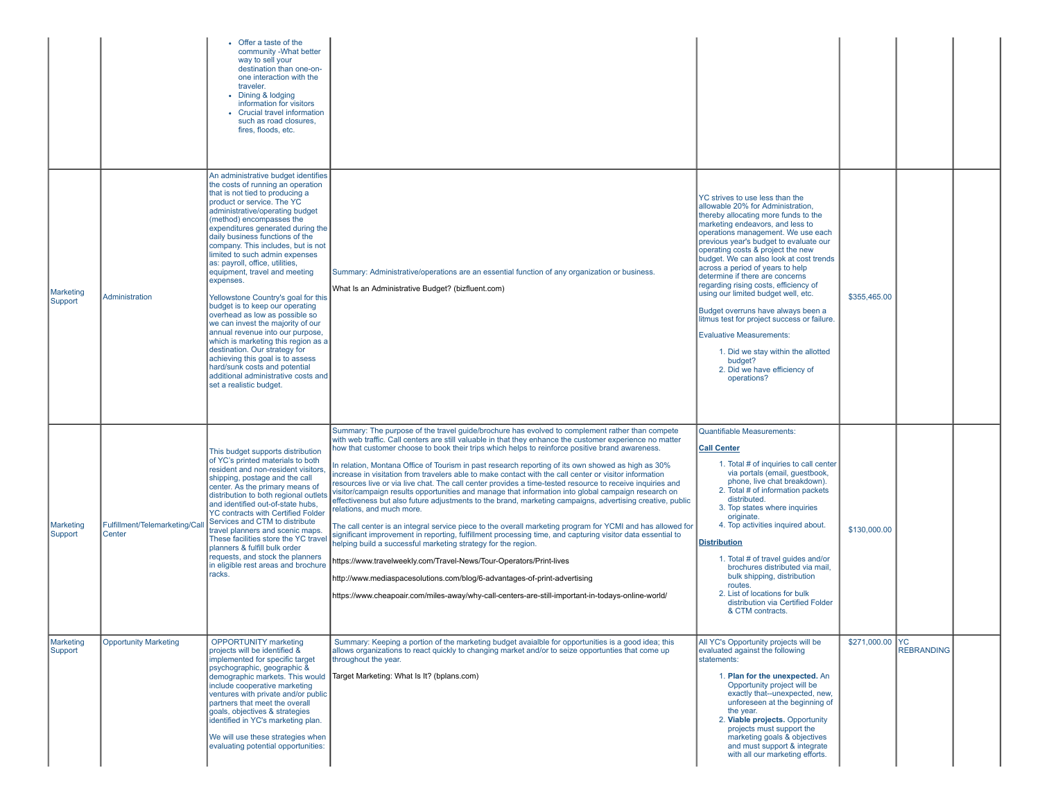| | | | | | | | |
|---|---|---|---|---|---|---|---|
| | | • Offer a taste of the community -What better way to sell your destination than one-on-one interaction with the traveler.<br>• Dining & lodging information for visitors<br>• Crucial travel information such as road closures, fires, floods, etc. | | | | | |
| Marketing Support | Administration | An administrative budget identifies the costs of running an operation that is not tied to producing a product or service. The YC administrative/operating budget (method) encompasses the expenditures generated during the daily business functions of the company. This includes, but is not limited to such admin expenses as: payroll, office, utilities, equipment, travel and meeting expenses.<br><br>Yellowstone Country's goal for this budget is to keep our operating overhead as low as possible so we can invest the majority of our annual revenue into our purpose, which is marketing this region as a destination. Our strategy for achieving this goal is to assess hard/sunk costs and potential additional administrative costs and set a realistic budget. | Summary: Administrative/operations are an essential function of any organization or business.<br><br>What Is an Administrative Budget? (bizfluent.com) | YC strives to use less than the allowable 20% for Administration, thereby allocating more funds to the marketing endeavors, and less to operations management. We use each previous year's budget to evaluate our operating costs & project the new budget. We can also look at cost trends across a period of years to help determine if there are concerns regarding rising costs, efficiency of using our limited budget well, etc.<br><br>Budget overruns have always been a litmus test for project success or failure.<br><br>Evaluative Measurements:<br>1. Did we stay within the allotted budget?<br>2. Did we have efficiency of operations? | $355,465.00 | | |
| Marketing Support | Fulfillment/Telemarketing/Call Center | This budget supports distribution of YC's printed materials to both resident and non-resident visitors, shipping, postage and the call center. As the primary means of distribution to both regional outlets and identified out-of-state hubs, YC contracts with Certified Folder Services and CTM to distribute travel planners and scenic maps. These facilities store the YC travel planners & fulfill bulk order requests, and stock the planners in eligible rest areas and brochure racks. | Summary: The purpose of the travel guide/brochure has evolved to complement rather than compete with web traffic. Call centers are still valuable in that they enhance the customer experience no matter how that customer choose to book their trips which helps to reinforce positive brand awareness.<br><br>In relation, Montana Office of Tourism in past research reporting of its own showed as high as 30% increase in visitation from travelers able to make contact with the call center or visitor information resources live or via live chat. The call center provides a time-tested resource to receive inquiries and visitor/campaign results opportunities and manage that information into global campaign research on effectiveness but also future adjustments to the brand, marketing campaigns, advertising creative, public relations, and much more.<br><br>The call center is an integral service piece to the overall marketing program for YCMI and has allowed for significant improvement in reporting, fulfillment processing time, and capturing visitor data essential to helping build a successful marketing strategy for the region.<br><br>https://www.travelweekly.com/Travel-News/Tour-Operators/Print-lives<br><br>http://www.mediaspacesolutions.com/blog/6-advantages-of-print-advertising<br><br>https://www.cheapoair.com/miles-away/why-call-centers-are-still-important-in-todays-online-world/ | Quantifiable Measurements:<br><br>**Call Center**<br>1. Total # of inquiries to call center via portals (email, guestbook, phone, live chat breakdown).<br>2. Total # of information packets distributed.<br>3. Top states where inquiries originate.<br>4. Top activities inquired about.<br><br>**Distribution**<br>1. Total # of travel guides and/or brochures distributed via mail, bulk shipping, distribution routes.<br>2. List of locations for bulk distribution via Certified Folder & CTM contracts. | $130,000.00 | | |
| Marketing Support | Opportunity Marketing | OPPORTUNITY marketing projects will be identified & implemented for specific target psychographic, geographic & demographic markets. This would include cooperative marketing ventures with private and/or public partners that meet the overall goals, objectives & strategies identified in YC's marketing plan.<br><br>We will use these strategies when evaluating potential opportunities: | Summary: Keeping a portion of the marketing budget avaialble for opportunities is a good idea; this allows organizations to react quickly to changing market and/or to seize opportunties that come up throughout the year.<br><br>Target Marketing: What Is It? (bplans.com) | All YC's Opportunity projects will be evaluated against the following statements:<br>1. **Plan for the unexpected.** An Opportunity project will be exactly that--unexpected, new, unforeseen at the beginning of the year.<br>2. **Viable projects.** Opportunity projects must support the marketing goals & objectives and must support & integrate with all our marketing efforts. | $271,000.00 | YC REBRANDING | |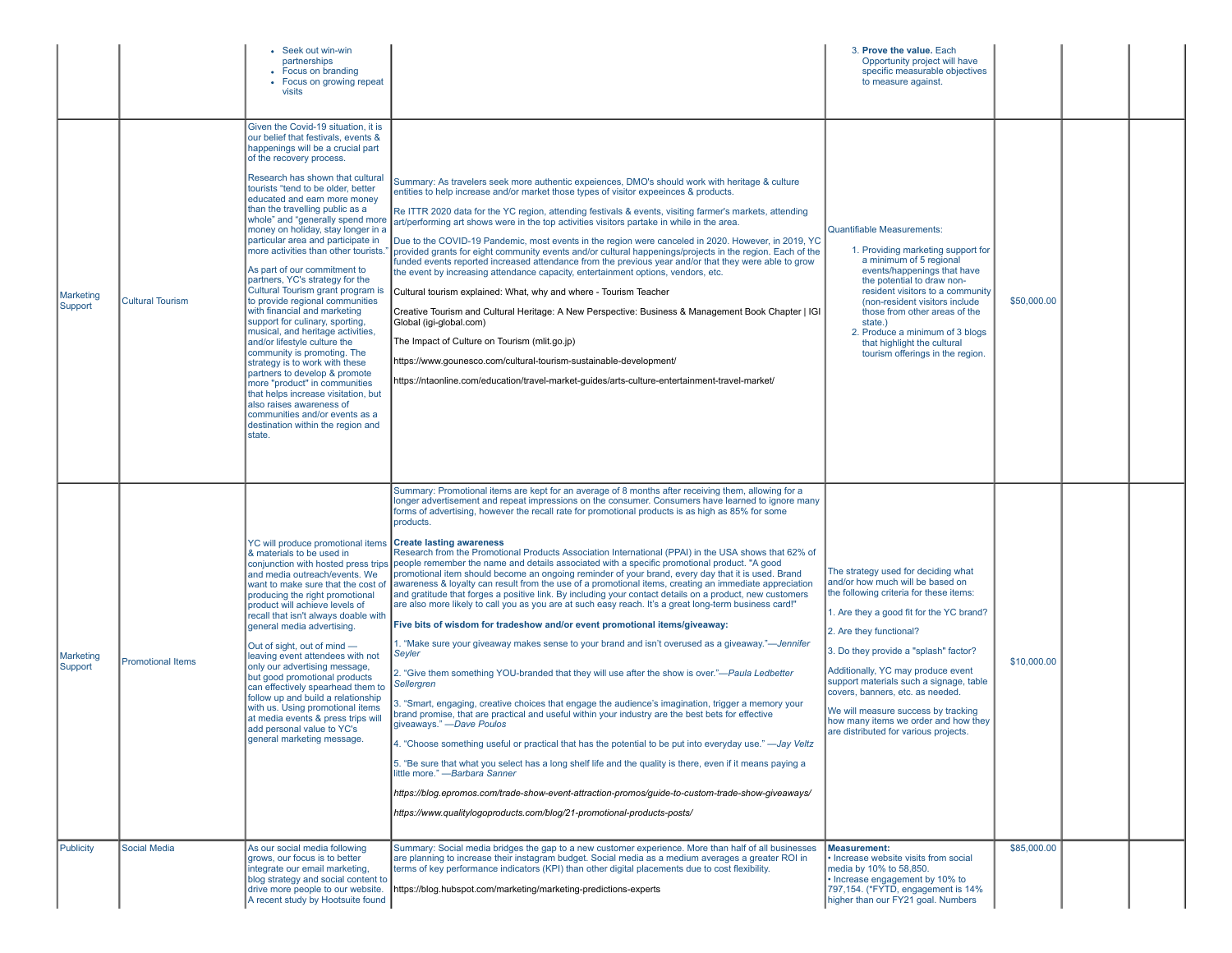| | | | | | | | |
|---|---|---|---|---|---|---|---|
| | | • Seek out win-win partnerships<br>• Focus on branding<br>• Focus on growing repeat visits | | 3. **Prove the value.** Each Opportunity project will have specific measurable objectives to measure against. | | | |
| Marketing Support | Cultural Tourism | Given the Covid-19 situation, it is our belief that festivals, events & happenings will be a crucial part of the recovery process.<br><br>Research has shown that cultural tourists "tend to be older, better educated and earn more money than the travelling public as a whole" and "generally spend more money on holiday, stay longer in a particular area and participate in more activities than other tourists."<br><br>As part of our commitment to partners, YC's strategy for the Cultural Tourism grant program is to provide regional communities with financial and marketing support for culinary, sporting, musical, and heritage activities, and/or lifestyle culture the community is promoting. The strategy is to work with these partners to develop & promote more "product" in communities that helps increase visitation, but also raises awareness of communities and/or events as a destination within the region and state. | Summary: As travelers seek more authentic expeiences, DMO's should work with heritage & culture entities to help increase and/or market those types of visitor expeeinces & products.<br><br>Re ITTR 2020 data for the YC region, attending festivals & events, visiting farmer's markets, attending art/performing art shows were in the top activities visitors partake in while in the area.<br><br>Due to the COVID-19 Pandemic, most events in the region were canceled in 2020. However, in 2019, YC provided grants for eight community events and/or cultural happenings/projects in the region. Each of the funded events reported increased attendance from the previous year and/or that they were able to grow the event by increasing attendance capacity, entertainment options, vendors, etc.<br><br>Cultural tourism explained: What, why and where - Tourism Teacher<br><br>Creative Tourism and Cultural Heritage: A New Perspective: Business & Management Book Chapter \| IGI Global (igi-global.com)<br><br>The Impact of Culture on Tourism (mlit.go.jp)<br><br>https://www.gounesco.com/cultural-tourism-sustainable-development/<br><br>https://ntaonline.com/education/travel-market-guides/arts-culture-entertainment-travel-market/ | Quantifiable Measurements:<br><br>1. Providing marketing support for a minimum of 5 regional events/happenings that have the potential to draw non-resident visitors to a community (non-resident visitors include those from other areas of the state.)<br>2. Produce a minimum of 3 blogs that highlight the cultural tourism offerings in the region. | $50,000.00 | | |
| Marketing Support | Promotional Items | YC will produce promotional items & materials to be used in conjunction with hosted press trips and media outreach/events. We want to make sure that the cost of producing the right promotional product will achieve levels of recall that isn't always doable with general media advertising.<br><br>Out of sight, out of mind — leaving event attendees with not only our advertising message, but good promotional products can effectively spearhead them to follow up and build a relationship with us. Using promotional items at media events & press trips will add personal value to YC's general marketing message. | Summary: Promotional items are kept for an average of 8 months after receiving them, allowing for a longer advertisement and repeat impressions on the consumer. Consumers have learned to ignore many forms of advertising, however the recall rate for promotional products is as high as 85% for some products.<br><br>**Create lasting awareness**<br>Research from the Promotional Products Association International (PPAI) in the USA shows that 62% of people remember the name and details associated with a specific promotional product. "A good promotional item should become an ongoing reminder of your brand, every day that it is used. Brand awareness & loyalty can result from the use of a promotional items, creating an immediate appreciation and gratitude that forges a positive link. By including your contact details on a product, new customers are also more likely to call you as you are at such easy reach. It's a great long-term business card!"<br><br>**Five bits of wisdom for tradeshow and/or event promotional items/giveaway:**<br><br>1. "Make sure your giveaway makes sense to your brand and isn't overused as a giveaway."—*Jennifer Seyler*<br><br>2. "Give them something YOU-branded that they will use after the show is over."—*Paula Ledbetter Sellergren*<br><br>3. "Smart, engaging, creative choices that engage the audience's imagination, trigger a memory your brand promise, that are practical and useful within your industry are the best bets for effective giveaways." —*Dave Poulos*<br><br>4. "Choose something useful or practical that has the potential to be put into everyday use." —*Jay Veltz*<br><br>5. "Be sure that what you select has a long shelf life and the quality is there, even if it means paying a little more." —*Barbara Sanner*<br><br>*https://blog.epromos.com/trade-show-event-attraction-promos/guide-to-custom-trade-show-giveaways/*<br><br>*https://www.qualitylogoproducts.com/blog/21-promotional-products-posts/* | The strategy used for deciding what and/or how much will be based on the following criteria for these items:<br><br>1. Are they a good fit for the YC brand?<br><br>2. Are they functional?<br><br>3. Do they provide a "splash" factor?<br><br>Additionally, YC may produce event support materials such a signage, table covers, banners, etc. as needed.<br><br>We will measure success by tracking how many items we order and how they are distributed for various projects. | $10,000.00 | | |
| Publicity | Social Media | As our social media following grows, our focus is to better integrate our email marketing, blog strategy and social content to drive more people to our website. A recent study by Hootsuite found | Summary: Social media bridges the gap to a new customer experience. More than half of all businesses are planning to increase their instagram budget. Social media as a medium averages a greater ROI in terms of key performance indicators (KPI) than other digital placements due to cost flexibility.<br><br>https://blog.hubspot.com/marketing/marketing-predictions-experts | **Measurement:**<br>• Increase website visits from social media by 10% to 58,850.<br>• Increase engagement by 10% to 797,154. (*FYTD, engagement is 14% higher than our FY21 goal. Numbers | $85,000.00 | | |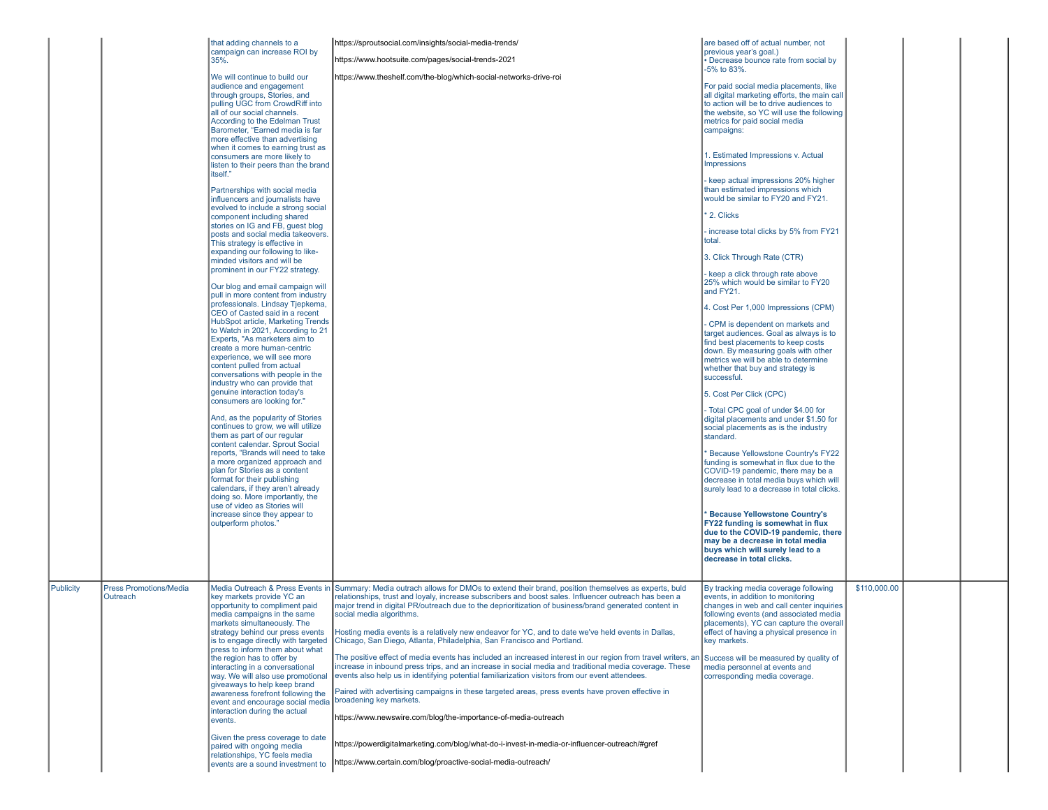| | | | | | | | | |
|---|---|---|---|---|---|---|---|---|
| | | that adding channels to a campaign can increase ROI by 35%.<br><br>We will continue to build our audience and engagement through groups, Stories, and pulling UGC from CrowdRiff into all of our social channels. According to the Edelman Trust Barometer, "Earned media is far more effective than advertising when it comes to earning trust as consumers are more likely to listen to their peers than the brand itself."<br><br>Partnerships with social media influencers and journalists have evolved to include a strong social component including shared stories on IG and FB, guest blog posts and social media takeovers. This strategy is effective in expanding our following to like-minded visitors and will be prominent in our FY22 strategy.<br><br>Our blog and email campaign will pull in more content from industry professionals. Lindsay Tjepkema, CEO of Casted said in a recent HubSpot article, Marketing Trends to Watch in 2021, According to 21 Experts, "As marketers aim to create a more human-centric experience, we will see more content pulled from actual conversations with people in the industry who can provide that genuine interaction today's consumers are looking for."<br><br>And, as the popularity of Stories continues to grow, we will utilize them as part of our regular content calendar. Sprout Social reports, "Brands will need to take a more organized approach and plan for Stories as a content format for their publishing calendars, if they aren't already doing so. More importantly, the use of video as Stories will increase since they appear to outperform photos." | https://sproutsocial.com/insights/social-media-trends/<br><br>https://www.hootsuite.com/pages/social-trends-2021<br><br>https://www.theshelf.com/the-blog/which-social-networks-drive-roi | are based off of actual number, not previous year's goal.)<br>• Decrease bounce rate from social by -5% to 83%.<br><br>For paid social media placements, like all digital marketing efforts, the main call to action will be to drive audiences to the website, so YC will use the following metrics for paid social media campaigns:<br><br>1. Estimated Impressions v. Actual Impressions<br><br>- keep actual impressions 20% higher than estimated impressions which would be similar to FY20 and FY21.<br><br>* 2. Clicks<br><br>- increase total clicks by 5% from FY21 total.<br><br>3. Click Through Rate (CTR)<br><br>- keep a click through rate above 25% which would be similar to FY20 and FY21.<br><br>4. Cost Per 1,000 Impressions (CPM)<br><br>- CPM is dependent on markets and target audiences. Goal as always is to find best placements to keep costs down. By measuring goals with other metrics we will be able to determine whether that buy and strategy is successful.<br><br>5. Cost Per Click (CPC)<br><br>- Total CPC goal of under $4.00 for digital placements and under $1.50 for social placements as is the industry standard.<br><br>* Because Yellowstone Country's FY22 funding is somewhat in flux due to the COVID-19 pandemic, there may be a decrease in total media buys which will surely lead to a decrease in total clicks.<br><br>**\* Because Yellowstone Country's FY22 funding is somewhat in flux due to the COVID-19 pandemic, there may be a decrease in total media buys which will surely lead to a decrease in total clicks.** | | | |
| Publicity | Press Promotions/Media Outreach | Media Outreach & Press Events in key markets provide YC an opportunity to compliment paid media campaigns in the same markets simultaneously. The strategy behind our press events is to engage directly with targeted press to inform them about what the region has to offer by interacting in a conversational way. We will also use promotional giveaways to help keep brand awareness forefront following the event and encourage social media interaction during the actual events.<br><br>Given the press coverage to date paired with ongoing media relationships, YC feels media events are a sound investment to | Summary: Media outrach allows for DMOs to extend their brand, position themselves as experts, buld relationships, trust and loyaly, increase subscribers and boost sales. Influencer outreach has been a major trend in digital PR/outreach due to the deprioritization of business/brand generated content in social media algorithms.<br><br>Hosting media events is a relatively new endeavor for YC, and to date we've held events in Dallas, Chicago, San Diego, Atlanta, Philadelphia, San Francisco and Portland.<br><br>The positive effect of media events has included an increased interest in our region from travel writers, an increase in inbound press trips, and an increase in social media and traditional media coverage. These events also help us in identifying potential familiarization visitors from our event attendees.<br><br>Paired with advertising campaigns in these targeted areas, press events have proven effective in broadening key markets.<br><br>https://www.newswire.com/blog/the-importance-of-media-outreach<br><br>https://powerdigitalmarketing.com/blog/what-do-i-invest-in-media-or-influencer-outreach/#gref<br><br>https://www.certain.com/blog/proactive-social-media-outreach/ | By tracking media coverage following events, in addition to monitoring changes in web and call center inquiries following events (and associated media placements), YC can capture the overall effect of having a physical presence in key markets.<br><br>Success will be measured by quality of media personnel at events and corresponding media coverage. | $110,000.00 | | |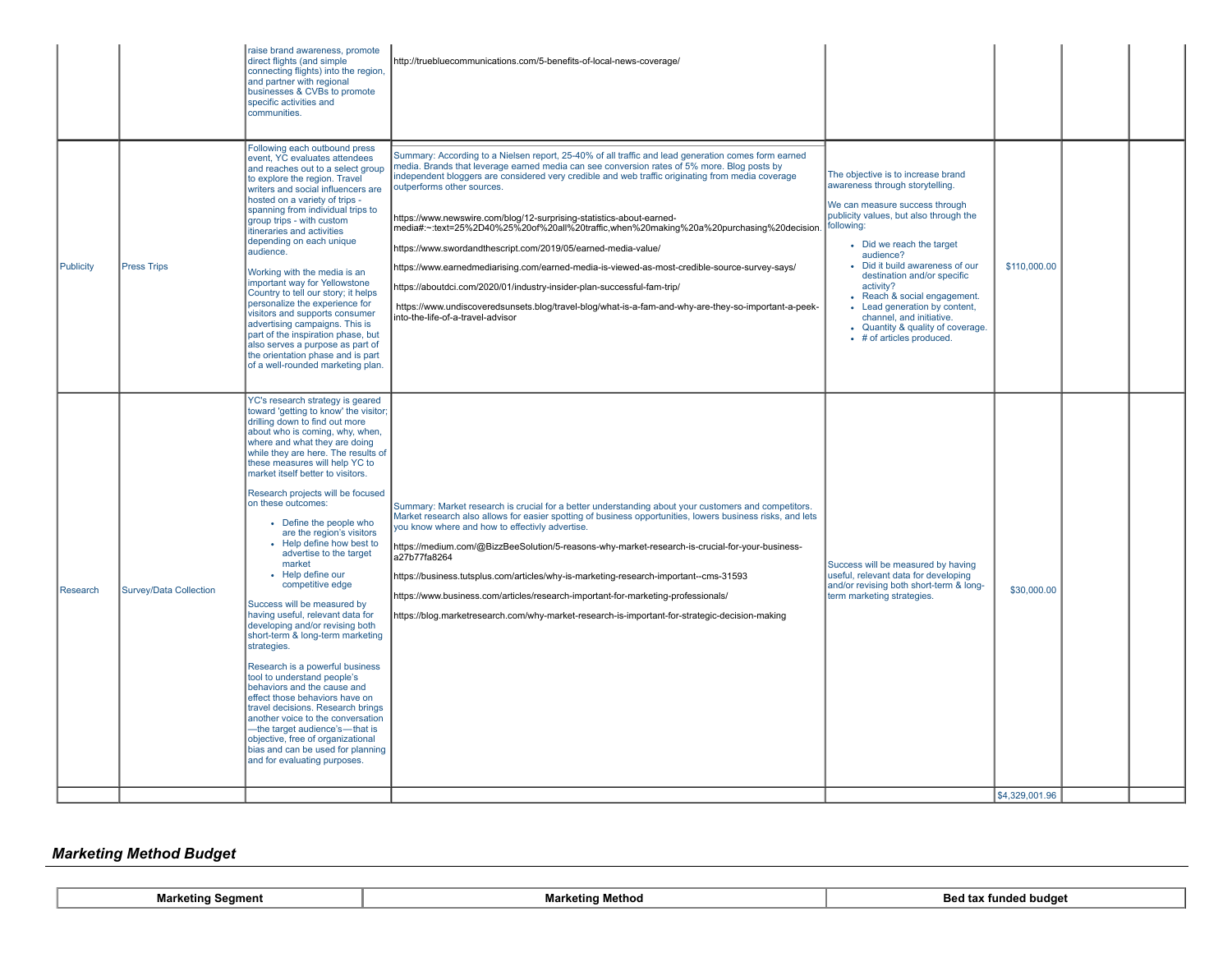| | | | | | | | |
|---|---|---|---|---|---|---|---|
| | | raise brand awareness, promote direct flights (and simple connecting flights) into the region, and partner with regional businesses & CVBs to promote specific activities and communities. | http://truebluecommunications.com/5-benefits-of-local-news-coverage/ | | | | |
| Publicity | Press Trips | Following each outbound press event, YC evaluates attendees and reaches out to a select group to explore the region. Travel writers and social influencers are hosted on a variety of trips - spanning from individual trips to group trips - with custom itineraries and activities depending on each unique audience.<br><br>Working with the media is an important way for Yellowstone Country to tell our story; it helps personalize the experience for visitors and supports consumer advertising campaigns. This is part of the inspiration phase, but also serves a purpose as part of the orientation phase and is part of a well-rounded marketing plan. | Summary: According to a Nielsen report, 25-40% of all traffic and lead generation comes form earned media. Brands that leverage earned media can see conversion rates of 5% more. Blog posts by independent bloggers are considered very credible and web traffic originating from media coverage outperforms other sources.<br><br>https://www.newswire.com/blog/12-surprising-statistics-about-earned-media#:~:text=25%2D40%25%20of%20all%20traffic,when%20making%20a%20purchasing%20decision.<br><br>https://www.swordandthescript.com/2019/05/earned-media-value/<br><br>https://www.earnedmediarising.com/earned-media-is-viewed-as-most-credible-source-survey-says/<br><br>https://aboutdci.com/2020/01/industry-insider-plan-successful-fam-trip/<br><br>https://www.undiscoveredsunsets.blog/travel-blog/what-is-a-fam-and-why-are-they-so-important-a-peek-into-the-life-of-a-travel-advisor | The objective is to increase brand awareness through storytelling.<br><br>We can measure success through publicity values, but also through the following:<br>• Did we reach the target audience?<br>• Did it build awareness of our destination and/or specific activity?<br>• Reach & social engagement.<br>• Lead generation by content, channel, and initiative.<br>• Quantity & quality of coverage.<br>• # of articles produced. | $110,000.00 | | |
| Research | Survey/Data Collection | YC's research strategy is geared toward 'getting to know' the visitor; drilling down to find out more about who is coming, why, when, where and what they are doing while they are here. The results of these measures will help YC to market itself better to visitors.<br><br>Research projects will be focused on these outcomes:<br>• Define the people who are the region's visitors<br>• Help define how best to advertise to the target market<br>• Help define our competitive edge<br><br>Success will be measured by having useful, relevant data for developing and/or revising both short-term & long-term marketing strategies.<br><br>Research is a powerful business tool to understand people's behaviors and the cause and effect those behaviors have on travel decisions. Research brings another voice to the conversation—the target audience's—that is objective, free of organizational bias and can be used for planning and for evaluating purposes. | Summary: Market research is crucial for a better understanding about your customers and competitors. Market research also allows for easier spotting of business opportunities, lowers business risks, and lets you know where and how to effectivly advertise.<br><br>https://medium.com/@BizzBeeSolution/5-reasons-why-market-research-is-crucial-for-your-business-a27b77fa8264<br><br>https://business.tutsplus.com/articles/why-is-marketing-research-important--cms-31593<br><br>https://www.business.com/articles/research-important-for-marketing-professionals/<br><br>https://blog.marketresearch.com/why-market-research-is-important-for-strategic-decision-making | Success will be measured by having useful, relevant data for developing and/or revising both short-term & long-term marketing strategies. | $30,000.00 | | |
| | | | | | $4,329,001.96 | | |

## *Marketing Method Budget*

| Marketing Segment | Marketing Method | Bed tax funded budget |
|---|---|---|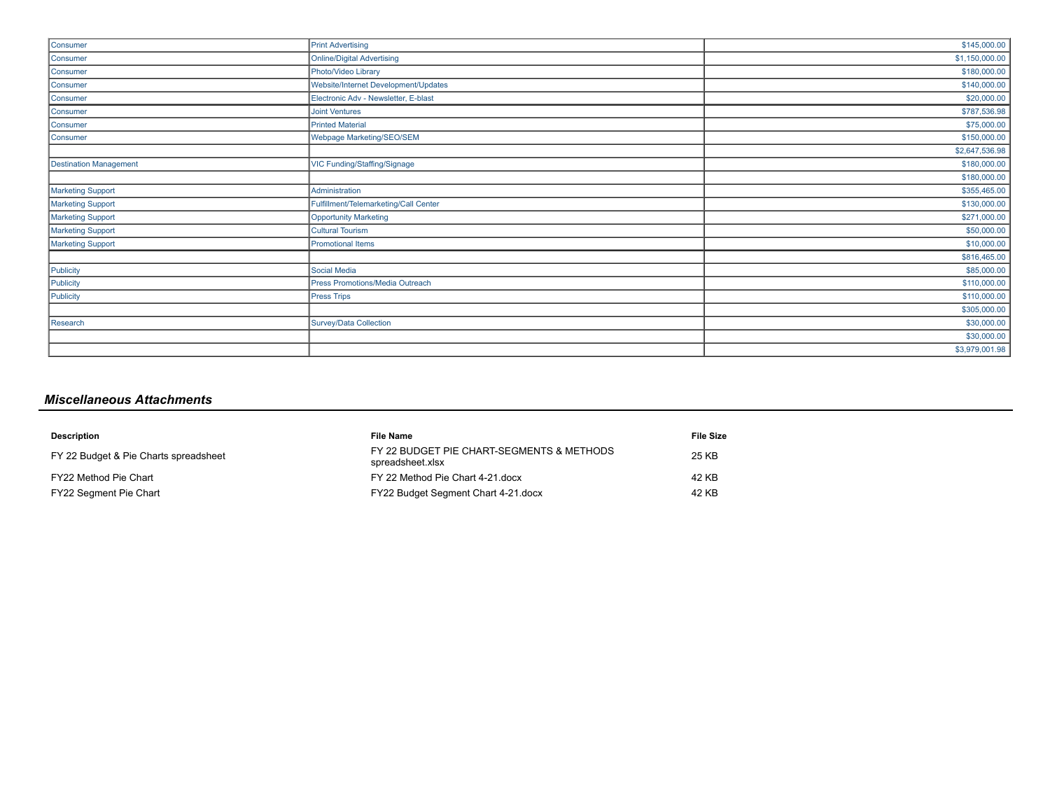| | | |
|---|---|---|
| Consumer | Print Advertising | $145,000.00 |
| Consumer | Online/Digital Advertising | $1,150,000.00 |
| Consumer | Photo/Video Library | $180,000.00 |
| Consumer | Website/Internet Development/Updates | $140,000.00 |
| Consumer | Electronic Adv - Newsletter, E-blast | $20,000.00 |
| Consumer | Joint Ventures | $787,536.98 |
| Consumer | Printed Material | $75,000.00 |
| Consumer | Webpage Marketing/SEO/SEM | $150,000.00 |
| | | $2,647,536.98 |
| Destination Management | VIC Funding/Staffing/Signage | $180,000.00 |
| | | $180,000.00 |
| Marketing Support | Administration | $355,465.00 |
| Marketing Support | Fulfillment/Telemarketing/Call Center | $130,000.00 |
| Marketing Support | Opportunity Marketing | $271,000.00 |
| Marketing Support | Cultural Tourism | $50,000.00 |
| Marketing Support | Promotional Items | $10,000.00 |
| | | $816,465.00 |
| Publicity | Social Media | $85,000.00 |
| Publicity | Press Promotions/Media Outreach | $110,000.00 |
| Publicity | Press Trips | $110,000.00 |
| | | $305,000.00 |
| Research | Survey/Data Collection | $30,000.00 |
| | | $30,000.00 |
| | | $3,979,001.98 |

## *Miscellaneous Attachments*

| Description | File Name | File Size |
|---|---|---|
| FY 22 Budget & Pie Charts spreadsheet | FY 22 BUDGET PIE CHART-SEGMENTS & METHODS spreadsheet.xlsx | 25 KB |
| FY22 Method Pie Chart | FY 22 Method Pie Chart 4-21.docx | 42 KB |
| FY22 Segment Pie Chart | FY22 Budget Segment Chart 4-21.docx | 42 KB |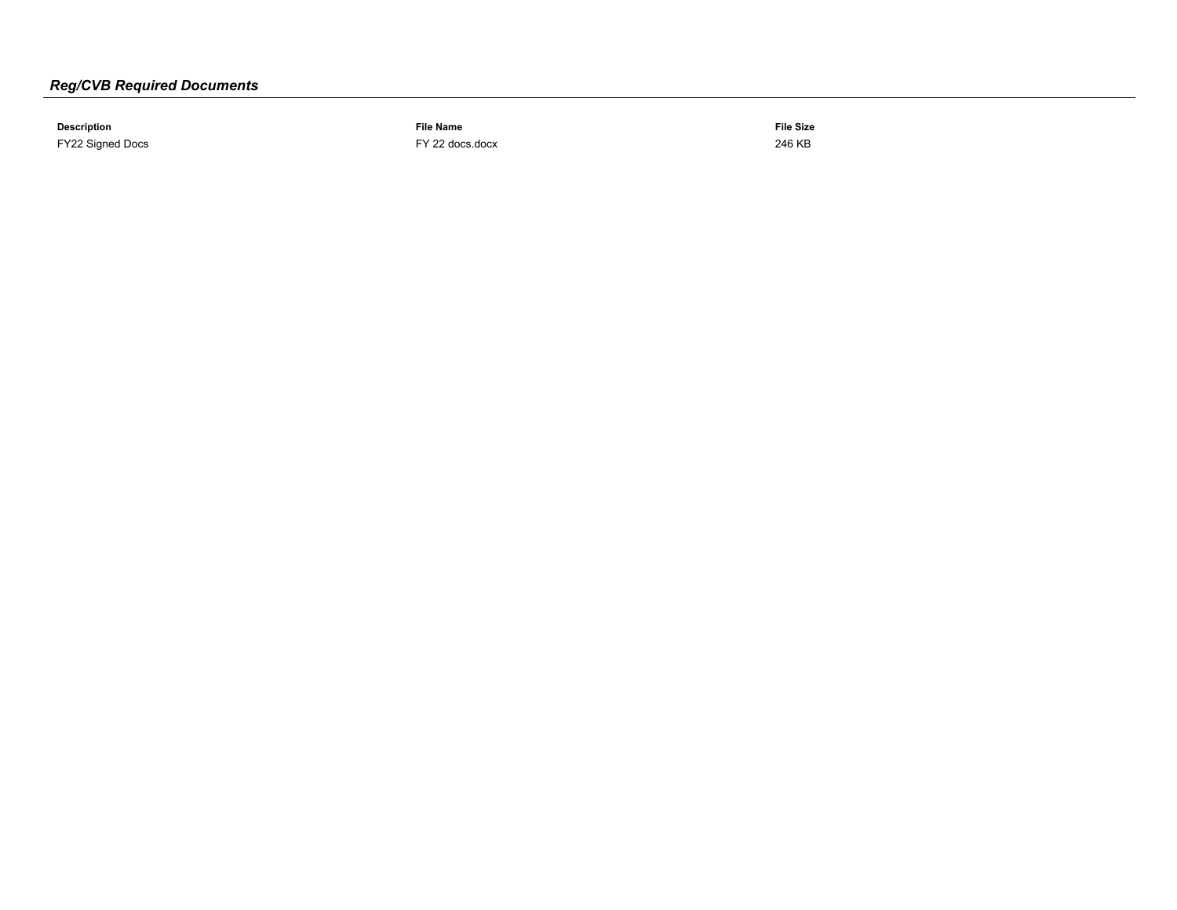### *Reg/CVB Required Documents*

| Description | File Name | File Size |
| --- | --- | --- |
| FY22 Signed Docs | FY 22 docs.docx | 246 KB |